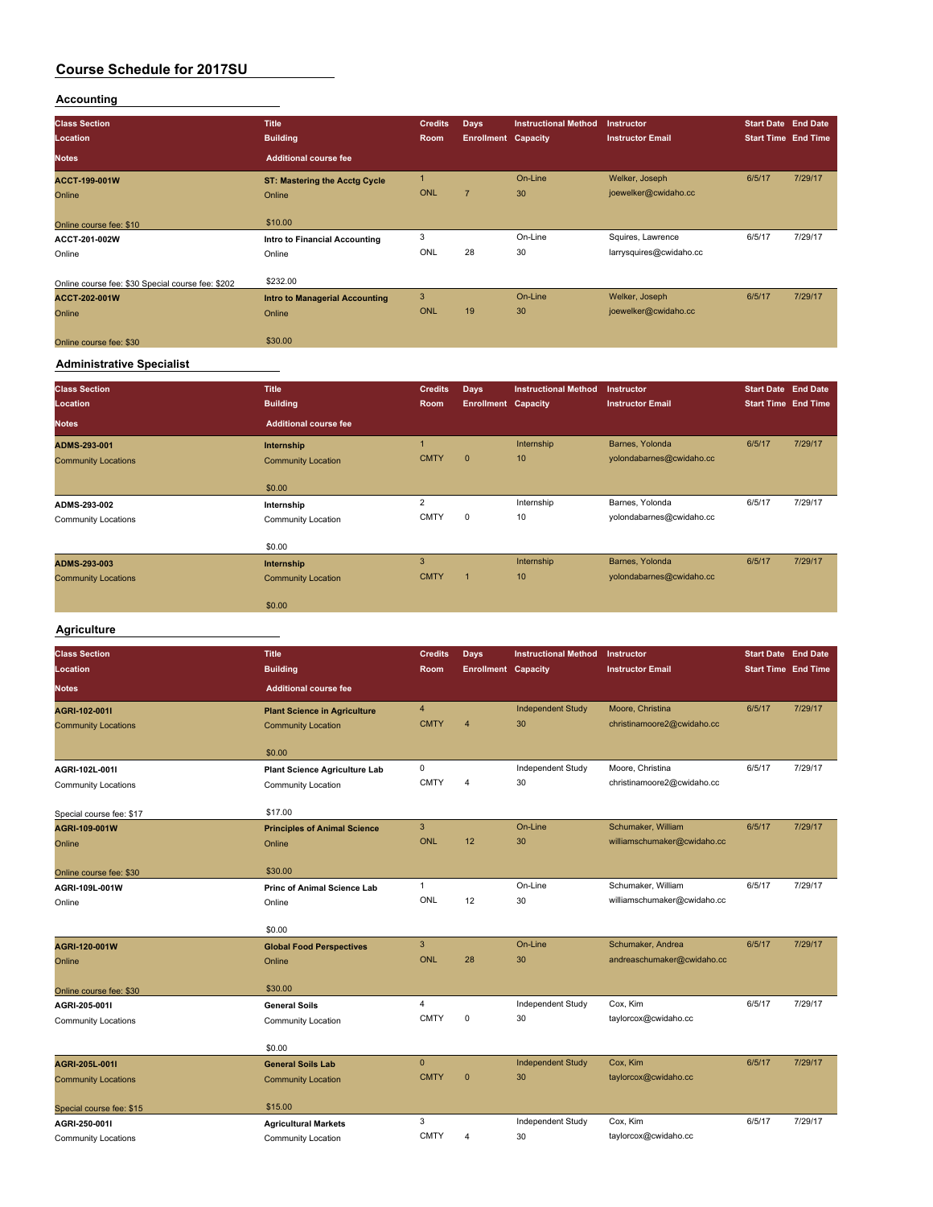# Course Schedule for 2017SU

## Accounting

| Class Section / Location / Notes | Title / Building / Additional course fee | Credits / Room | Days / Enrollment | Instructional Method / Capacity | Instructor / Instructor Email | Start Date / Start Time | End Date / End Time |
|---|---|---|---|---|---|---|---|
| ACCT-199-001W | ST: Mastering the Acctg Cycle | 1 | | On-Line | Welker, Joseph | 6/5/17 | 7/29/17 |
| Online | Online | ONL | 7 | 30 | joewelker@cwidaho.cc | | |
| Online course fee: $10 | $10.00 | | | | | | |
| ACCT-201-002W | Intro to Financial Accounting | 3 | | On-Line | Squires, Lawrence | 6/5/17 | 7/29/17 |
| Online | Online | ONL | 28 | 30 | larrysquires@cwidaho.cc | | |
| Online course fee: $30 Special course fee: $202 | $232.00 | | | | | | |
| ACCT-202-001W | Intro to Managerial Accounting | 3 | | On-Line | Welker, Joseph | 6/5/17 | 7/29/17 |
| Online | Online | ONL | 19 | 30 | joewelker@cwidaho.cc | | |
| Online course fee: $30 | $30.00 | | | | | | |

## Administrative Specialist

| Class Section / Location / Notes | Title / Building / Additional course fee | Credits / Room | Days / Enrollment | Instructional Method / Capacity | Instructor / Instructor Email | Start Date / Start Time | End Date / End Time |
|---|---|---|---|---|---|---|---|
| ADMS-293-001 | Internship | 1 | | Internship | Barnes, Yolonda | 6/5/17 | 7/29/17 |
| Community Locations | Community Location | CMTY | 0 | 10 | yolondabarnes@cwidaho.cc | | |
| | $0.00 | | | | | | |
| ADMS-293-002 | Internship | 2 | | Internship | Barnes, Yolonda | 6/5/17 | 7/29/17 |
| Community Locations | Community Location | CMTY | 0 | 10 | yolondabarnes@cwidaho.cc | | |
| | $0.00 | | | | | | |
| ADMS-293-003 | Internship | 3 | | Internship | Barnes, Yolonda | 6/5/17 | 7/29/17 |
| Community Locations | Community Location | CMTY | 1 | 10 | yolondabarnes@cwidaho.cc | | |
| | $0.00 | | | | | | |

## Agriculture

| Class Section / Location / Notes | Title / Building / Additional course fee | Credits / Room | Days / Enrollment | Instructional Method / Capacity | Instructor / Instructor Email | Start Date / Start Time | End Date / End Time |
|---|---|---|---|---|---|---|---|
| AGRI-102-001I | Plant Science in Agriculture | 4 | | Independent Study | Moore, Christina | 6/5/17 | 7/29/17 |
| Community Locations | Community Location | CMTY | 4 | 30 | christinamoore2@cwidaho.cc | | |
| | $0.00 | | | | | | |
| AGRI-102L-001I | Plant Science Agriculture Lab | 0 | | Independent Study | Moore, Christina | 6/5/17 | 7/29/17 |
| Community Locations | Community Location | CMTY | 4 | 30 | christinamoore2@cwidaho.cc | | |
| Special course fee: $17 | $17.00 | | | | | | |
| AGRI-109-001W | Principles of Animal Science | 3 | | On-Line | Schumaker, William | 6/5/17 | 7/29/17 |
| Online | Online | ONL | 12 | 30 | williamschumaker@cwidaho.cc | | |
| Online course fee: $30 | $30.00 | | | | | | |
| AGRI-109L-001W | Princ of Animal Science Lab | 1 | | On-Line | Schumaker, William | 6/5/17 | 7/29/17 |
| Online | Online | ONL | 12 | 30 | williamschumaker@cwidaho.cc | | |
| | $0.00 | | | | | | |
| AGRI-120-001W | Global Food Perspectives | 3 | | On-Line | Schumaker, Andrea | 6/5/17 | 7/29/17 |
| Online | Online | ONL | 28 | 30 | andreaschumaker@cwidaho.cc | | |
| Online course fee: $30 | $30.00 | | | | | | |
| AGRI-205-001I | General Soils | 4 | | Independent Study | Cox, Kim | 6/5/17 | 7/29/17 |
| Community Locations | Community Location | CMTY | 0 | 30 | taylorcox@cwidaho.cc | | |
| | $0.00 | | | | | | |
| AGRI-205L-001I | General Soils Lab | 0 | | Independent Study | Cox, Kim | 6/5/17 | 7/29/17 |
| Community Locations | Community Location | CMTY | 0 | 30 | taylorcox@cwidaho.cc | | |
| Special course fee: $15 | $15.00 | | | | | | |
| AGRI-250-001I | Agricultural Markets | 3 | | Independent Study | Cox, Kim | 6/5/17 | 7/29/17 |
| Community Locations | Community Location | CMTY | 4 | 30 | taylorcox@cwidaho.cc | | |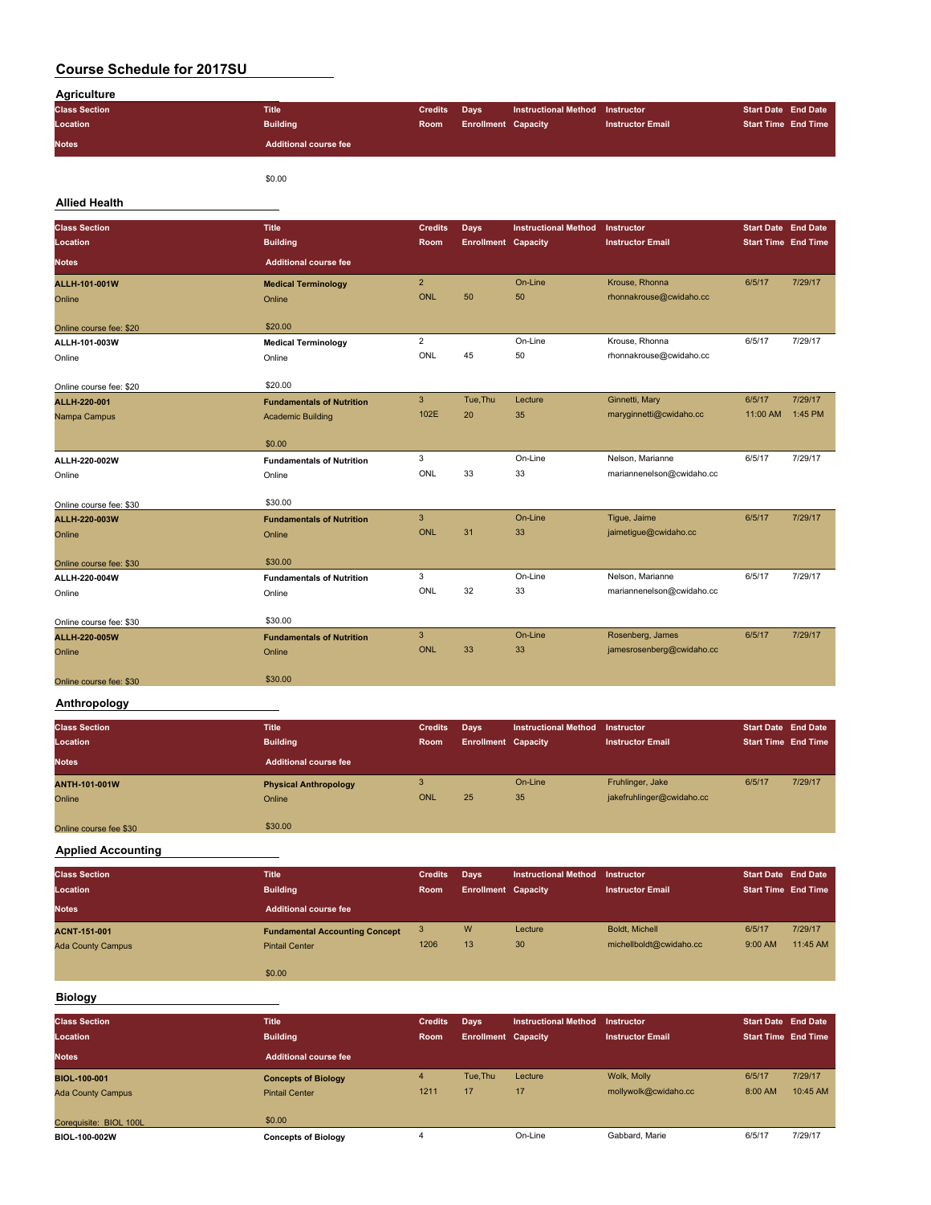# Course Schedule for 2017SU

## Agriculture

| Class Section | Title | Credits | Days | Instructional Method | Instructor | Start Date | End Date |
|---|---|---|---|---|---|---|---|
| Location | Building | Room | Enrollment | Capacity | Instructor Email | Start Time | End Time |
| Notes | Additional course fee | | | | | | |
| | $0.00 | | | | | | |

## Allied Health

| Class Section | Title | Credits | Days | Instructional Method | Instructor | Start Date | End Date |
|---|---|---|---|---|---|---|---|
| Location | Building | Room | Enrollment | Capacity | Instructor Email | Start Time | End Time |
| Notes | Additional course fee | | | | | | |
| **ALLH-101-001W** | **Medical Terminology** | 2 | | On-Line | Krouse, Rhonna | 6/5/17 | 7/29/17 |
| Online | Online | ONL | 50 | 50 | rhonnakrouse@cwidaho.cc | | |
| Online course fee: $20 | $20.00 | | | | | | |
| **ALLH-101-003W** | **Medical Terminology** | 2 | | On-Line | Krouse, Rhonna | 6/5/17 | 7/29/17 |
| Online | Online | ONL | 45 | 50 | rhonnakrouse@cwidaho.cc | | |
| Online course fee: $20 | $20.00 | | | | | | |
| **ALLH-220-001** | **Fundamentals of Nutrition** | 3 | Tue,Thu | Lecture | Ginnetti, Mary | 6/5/17 | 7/29/17 |
| Nampa Campus | Academic Building | 102E | 20 | 35 | maryginnetti@cwidaho.cc | 11:00 AM | 1:45 PM |
| | $0.00 | | | | | | |
| **ALLH-220-002W** | **Fundamentals of Nutrition** | 3 | | On-Line | Nelson, Marianne | 6/5/17 | 7/29/17 |
| Online | Online | ONL | 33 | 33 | mariannenelson@cwidaho.cc | | |
| Online course fee: $30 | $30.00 | | | | | | |
| **ALLH-220-003W** | **Fundamentals of Nutrition** | 3 | | On-Line | Tigue, Jaime | 6/5/17 | 7/29/17 |
| Online | Online | ONL | 31 | 33 | jaimetigue@cwidaho.cc | | |
| Online course fee: $30 | $30.00 | | | | | | |
| **ALLH-220-004W** | **Fundamentals of Nutrition** | 3 | | On-Line | Nelson, Marianne | 6/5/17 | 7/29/17 |
| Online | Online | ONL | 32 | 33 | mariannenelson@cwidaho.cc | | |
| Online course fee: $30 | $30.00 | | | | | | |
| **ALLH-220-005W** | **Fundamentals of Nutrition** | 3 | | On-Line | Rosenberg, James | 6/5/17 | 7/29/17 |
| Online | Online | ONL | 33 | 33 | jamesrosenberg@cwidaho.cc | | |
| Online course fee: $30 | $30.00 | | | | | | |

## Anthropology

| Class Section | Title | Credits | Days | Instructional Method | Instructor | Start Date | End Date |
|---|---|---|---|---|---|---|---|
| Location | Building | Room | Enrollment | Capacity | Instructor Email | Start Time | End Time |
| Notes | Additional course fee | | | | | | |
| **ANTH-101-001W** | **Physical Anthropology** | 3 | | On-Line | Fruhlinger, Jake | 6/5/17 | 7/29/17 |
| Online | Online | ONL | 25 | 35 | jakefruhlinger@cwidaho.cc | | |
| Online course fee $30 | $30.00 | | | | | | |

## Applied Accounting

| Class Section | Title | Credits | Days | Instructional Method | Instructor | Start Date | End Date |
|---|---|---|---|---|---|---|---|
| Location | Building | Room | Enrollment | Capacity | Instructor Email | Start Time | End Time |
| Notes | Additional course fee | | | | | | |
| **ACNT-151-001** | **Fundamental Accounting Concept** | 3 | W | Lecture | Boldt, Michell | 6/5/17 | 7/29/17 |
| Ada County Campus | Pintail Center | 1206 | 13 | 30 | michellboldt@cwidaho.cc | 9:00 AM | 11:45 AM |
| | $0.00 | | | | | | |

## Biology

| Class Section | Title | Credits | Days | Instructional Method | Instructor | Start Date | End Date |
|---|---|---|---|---|---|---|---|
| Location | Building | Room | Enrollment | Capacity | Instructor Email | Start Time | End Time |
| Notes | Additional course fee | | | | | | |
| **BIOL-100-001** | **Concepts of Biology** | 4 | Tue,Thu | Lecture | Wolk, Molly | 6/5/17 | 7/29/17 |
| Ada County Campus | Pintail Center | 1211 | 17 | 17 | mollywolk@cwidaho.cc | 8:00 AM | 10:45 AM |
| Corequisite: BIOL 100L | $0.00 | | | | | | |
| **BIOL-100-002W** | **Concepts of Biology** | 4 | | On-Line | Gabbard, Marie | 6/5/17 | 7/29/17 |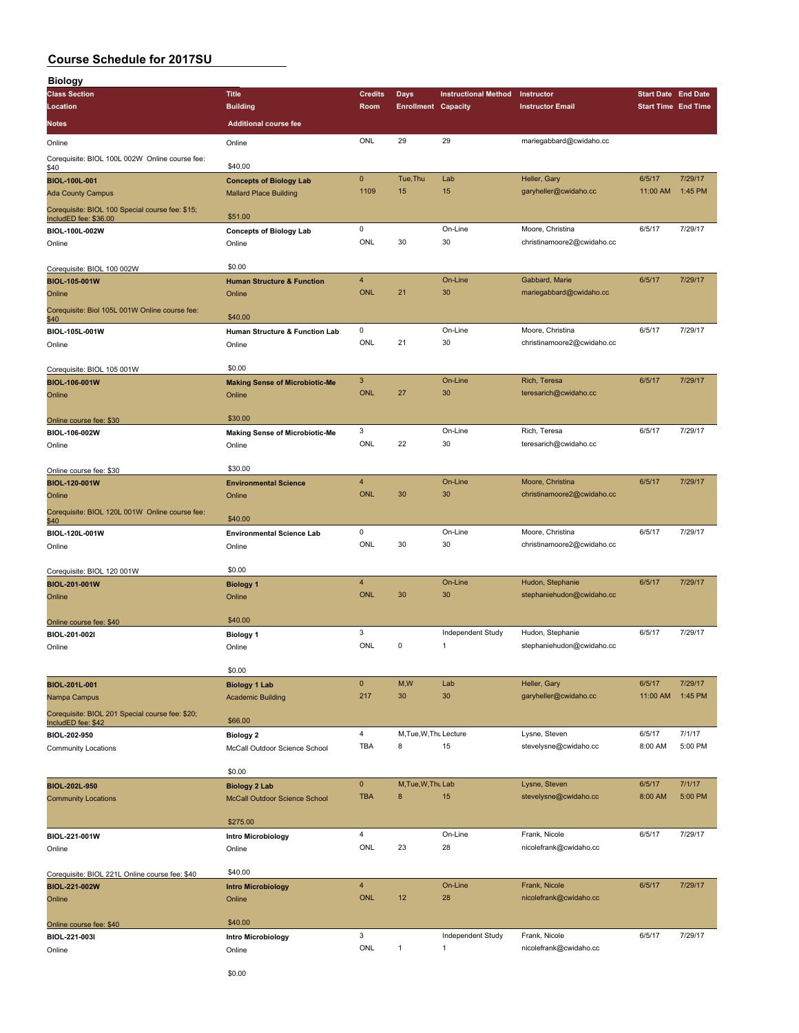# Course Schedule for 2017SU

## Biology

| Class Section / Location / Notes | Title / Building / Additional course fee | Credits / Room | Days / Enrollment | Instructional Method / Capacity | Instructor / Instructor Email | Start Date / Start Time | End Date / End Time |
|---|---|---|---|---|---|---|---|
| Online | Online | ONL | 29 | 29 | mariegabbard@cwidaho.cc | | |
| Corequisite: BIOL 100L 002W Online course fee: $40 | $40.00 | | | | | | |
| **BIOL-100L-001** | **Concepts of Biology Lab** | 0 | Tue,Thu | Lab | Heller, Gary | 6/5/17 | 7/29/17 |
| Ada County Campus | Mallard Place Building | 1109 | 15 | 15 | garyheller@cwidaho.cc | 11:00 AM | 1:45 PM |
| Corequisite: BIOL 100 Special course fee: $15; IncludED fee: $36.00 | $51.00 | | | | | | |
| **BIOL-100L-002W** | **Concepts of Biology Lab** | 0 | | On-Line | Moore, Christina | 6/5/17 | 7/29/17 |
| Online | Online | ONL | 30 | 30 | christinamoore2@cwidaho.cc | | |
| Corequisite: BIOL 100 002W | $0.00 | | | | | | |
| **BIOL-105-001W** | **Human Structure & Function** | 4 | | On-Line | Gabbard, Marie | 6/5/17 | 7/29/17 |
| Online | Online | ONL | 21 | 30 | mariegabbard@cwidaho.cc | | |
| Corequisite: Biol 105L 001W Online course fee: $40 | $40.00 | | | | | | |
| **BIOL-105L-001W** | **Human Structure & Function Lab** | 0 | | On-Line | Moore, Christina | 6/5/17 | 7/29/17 |
| Online | Online | ONL | 21 | 30 | christinamoore2@cwidaho.cc | | |
| Corequisite: BIOL 105 001W | $0.00 | | | | | | |
| **BIOL-106-001W** | **Making Sense of Microbiotic-Me** | 3 | | On-Line | Rich, Teresa | 6/5/17 | 7/29/17 |
| Online | Online | ONL | 27 | 30 | teresarich@cwidaho.cc | | |
| Online course fee: $30 | $30.00 | | | | | | |
| **BIOL-106-002W** | **Making Sense of Microbiotic-Me** | 3 | | On-Line | Rich, Teresa | 6/5/17 | 7/29/17 |
| Online | Online | ONL | 22 | 30 | teresarich@cwidaho.cc | | |
| Online course fee: $30 | $30.00 | | | | | | |
| **BIOL-120-001W** | **Environmental Science** | 4 | | On-Line | Moore, Christina | 6/5/17 | 7/29/17 |
| Online | Online | ONL | 30 | 30 | christinamoore2@cwidaho.cc | | |
| Corequisite: BIOL 120L 001W Online course fee: $40 | $40.00 | | | | | | |
| **BIOL-120L-001W** | **Environmental Science Lab** | 0 | | On-Line | Moore, Christina | 6/5/17 | 7/29/17 |
| Online | Online | ONL | 30 | 30 | christinamoore2@cwidaho.cc | | |
| Corequisite: BIOL 120 001W | $0.00 | | | | | | |
| **BIOL-201-001W** | **Biology 1** | 4 | | On-Line | Hudon, Stephanie | 6/5/17 | 7/29/17 |
| Online | Online | ONL | 30 | 30 | stephaniehudon@cwidaho.cc | | |
| Online course fee: $40 | $40.00 | | | | | | |
| **BIOL-201-002I** | **Biology 1** | 3 | | Independent Study | Hudon, Stephanie | 6/5/17 | 7/29/17 |
| Online | Online | ONL | 0 | 1 | stephaniehudon@cwidaho.cc | | |
| | $0.00 | | | | | | |
| **BIOL-201L-001** | **Biology 1 Lab** | 0 | M,W | Lab | Heller, Gary | 6/5/17 | 7/29/17 |
| Nampa Campus | Academic Building | 217 | 30 | 30 | garyheller@cwidaho.cc | 11:00 AM | 1:45 PM |
| Corequisite: BIOL 201 Special course fee: $20; IncludED fee: $42 | $66.00 | | | | | | |
| **BIOL-202-950** | **Biology 2** | 4 | M,Tue,W,Thu | Lecture | Lysne, Steven | 6/5/17 | 7/1/17 |
| Community Locations | McCall Outdoor Science School | TBA | 8 | 15 | stevelysne@cwidaho.cc | 8:00 AM | 5:00 PM |
| | $0.00 | | | | | | |
| **BIOL-202L-950** | **Biology 2 Lab** | 0 | M,Tue,W,Thu | Lab | Lysne, Steven | 6/5/17 | 7/1/17 |
| Community Locations | McCall Outdoor Science School | TBA | 8 | 15 | stevelysne@cwidaho.cc | 8:00 AM | 5:00 PM |
| | $275.00 | | | | | | |
| **BIOL-221-001W** | **Intro Microbiology** | 4 | | On-Line | Frank, Nicole | 6/5/17 | 7/29/17 |
| Online | Online | ONL | 23 | 28 | nicolefrank@cwidaho.cc | | |
| Corequisite: BIOL 221L Online course fee: $40 | $40.00 | | | | | | |
| **BIOL-221-002W** | **Intro Microbiology** | 4 | | On-Line | Frank, Nicole | 6/5/17 | 7/29/17 |
| Online | Online | ONL | 12 | 28 | nicolefrank@cwidaho.cc | | |
| Online course fee: $40 | $40.00 | | | | | | |
| **BIOL-221-003I** | **Intro Microbiology** | 3 | | Independent Study | Frank, Nicole | 6/5/17 | 7/29/17 |
| Online | Online | ONL | 1 | 1 | nicolefrank@cwidaho.cc | | |
| | $0.00 | | | | | | |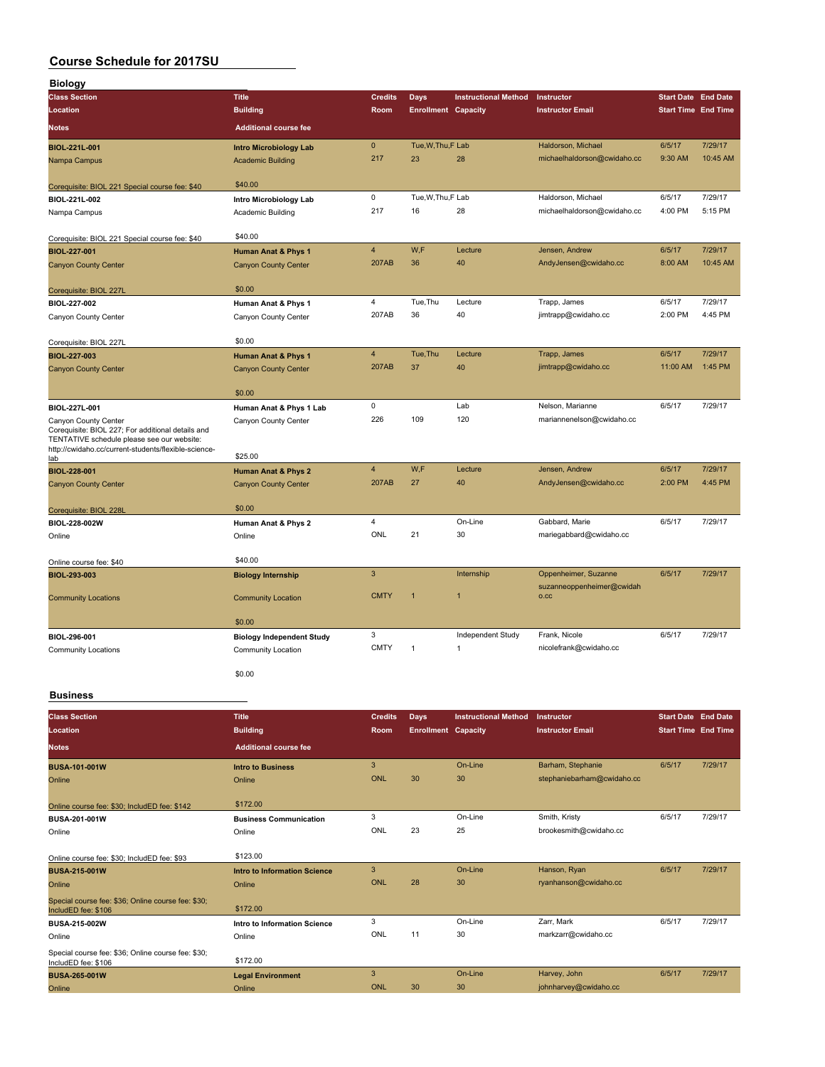# Course Schedule for 2017SU

## Biology

| Class Section / Location / Notes | Title / Building / Additional course fee | Credits / Room | Days / Enrollment | Instructional Method / Capacity | Instructor / Instructor Email | Start Date / Start Time | End Date / End Time |
|---|---|---|---|---|---|---|---|
| **BIOL-221L-001** | **Intro Microbiology Lab** | 0 | Tue,W,Thu,F | Lab | Haldorson, Michael | 6/5/17 | 7/29/17 |
| Nampa Campus | Academic Building | 217 | 23 | 28 | michaelhaldorson@cwidaho.cc | 9:30 AM | 10:45 AM |
| Corequisite: BIOL 221 Special course fee: $40 | $40.00 | | | | | | |
| **BIOL-221L-002** | **Intro Microbiology Lab** | 0 | Tue,W,Thu,F | Lab | Haldorson, Michael | 6/5/17 | 7/29/17 |
| Nampa Campus | Academic Building | 217 | 16 | 28 | michaelhaldorson@cwidaho.cc | 4:00 PM | 5:15 PM |
| Corequisite: BIOL 221 Special course fee: $40 | $40.00 | | | | | | |
| **BIOL-227-001** | **Human Anat & Phys 1** | 4 | W,F | Lecture | Jensen, Andrew | 6/5/17 | 7/29/17 |
| Canyon County Center | Canyon County Center | 207AB | 36 | 40 | AndyJensen@cwidaho.cc | 8:00 AM | 10:45 AM |
| Corequisite: BIOL 227L | $0.00 | | | | | | |
| **BIOL-227-002** | **Human Anat & Phys 1** | 4 | Tue,Thu | Lecture | Trapp, James | 6/5/17 | 7/29/17 |
| Canyon County Center | Canyon County Center | 207AB | 36 | 40 | jimtrapp@cwidaho.cc | 2:00 PM | 4:45 PM |
| Corequisite: BIOL 227L | $0.00 | | | | | | |
| **BIOL-227-003** | **Human Anat & Phys 1** | 4 | Tue,Thu | Lecture | Trapp, James | 6/5/17 | 7/29/17 |
| Canyon County Center | Canyon County Center | 207AB | 37 | 40 | jimtrapp@cwidaho.cc | 11:00 AM | 1:45 PM |
| | $0.00 | | | | | | |
| **BIOL-227L-001** | **Human Anat & Phys 1 Lab** | 0 | | Lab | Nelson, Marianne | 6/5/17 | 7/29/17 |
| Canyon County Center | Canyon County Center | 226 | 109 | 120 | mariannenelson@cwidaho.cc | | |
| Corequisite: BIOL 227; For additional details and TENTATIVE schedule please see our website: http://cwidaho.cc/current-students/flexible-science-lab | $25.00 | | | | | | |
| **BIOL-228-001** | **Human Anat & Phys 2** | 4 | W,F | Lecture | Jensen, Andrew | 6/5/17 | 7/29/17 |
| Canyon County Center | Canyon County Center | 207AB | 27 | 40 | AndyJensen@cwidaho.cc | 2:00 PM | 4:45 PM |
| Corequisite: BIOL 228L | $0.00 | | | | | | |
| **BIOL-228-002W** | **Human Anat & Phys 2** | 4 | | On-Line | Gabbard, Marie | 6/5/17 | 7/29/17 |
| Online | Online | ONL | 21 | 30 | mariegabbard@cwidaho.cc | | |
| Online course fee: $40 | $40.00 | | | | | | |
| **BIOL-293-003** | **Biology Internship** | 3 | | Internship | Oppenheimer, Suzanne | 6/5/17 | 7/29/17 |
| Community Locations | Community Location | CMTY | 1 | 1 | suzanneoppenheimer@cwidaho.cc | | |
| | $0.00 | | | | | | |
| **BIOL-296-001** | **Biology Independent Study** | 3 | | Independent Study | Frank, Nicole | 6/5/17 | 7/29/17 |
| Community Locations | Community Location | CMTY | 1 | 1 | nicolefrank@cwidaho.cc | | |
| | $0.00 | | | | | | |

## Business

| Class Section / Location / Notes | Title / Building / Additional course fee | Credits / Room | Days / Enrollment | Instructional Method / Capacity | Instructor / Instructor Email | Start Date / Start Time | End Date / End Time |
|---|---|---|---|---|---|---|---|
| **BUSA-101-001W** | **Intro to Business** | 3 | | On-Line | Barham, Stephanie | 6/5/17 | 7/29/17 |
| Online | Online | ONL | 30 | 30 | stephaniebarham@cwidaho.cc | | |
| Online course fee: $30; IncludED fee: $142 | $172.00 | | | | | | |
| **BUSA-201-001W** | **Business Communication** | 3 | | On-Line | Smith, Kristy | 6/5/17 | 7/29/17 |
| Online | Online | ONL | 23 | 25 | brookesmith@cwidaho.cc | | |
| Online course fee: $30; IncludED fee: $93 | $123.00 | | | | | | |
| **BUSA-215-001W** | **Intro to Information Science** | 3 | | On-Line | Hanson, Ryan | 6/5/17 | 7/29/17 |
| Online | Online | ONL | 28 | 30 | ryanhanson@cwidaho.cc | | |
| Special course fee: $36; Online course fee: $30; IncludED fee: $106 | $172.00 | | | | | | |
| **BUSA-215-002W** | **Intro to Information Science** | 3 | | On-Line | Zarr, Mark | 6/5/17 | 7/29/17 |
| Online | Online | ONL | 11 | 30 | markzarr@cwidaho.cc | | |
| Special course fee: $36; Online course fee: $30; IncludED fee: $106 | $172.00 | | | | | | |
| **BUSA-265-001W** | **Legal Environment** | 3 | | On-Line | Harvey, John | 6/5/17 | 7/29/17 |
| Online | Online | ONL | 30 | 30 | johnharvey@cwidaho.cc | | |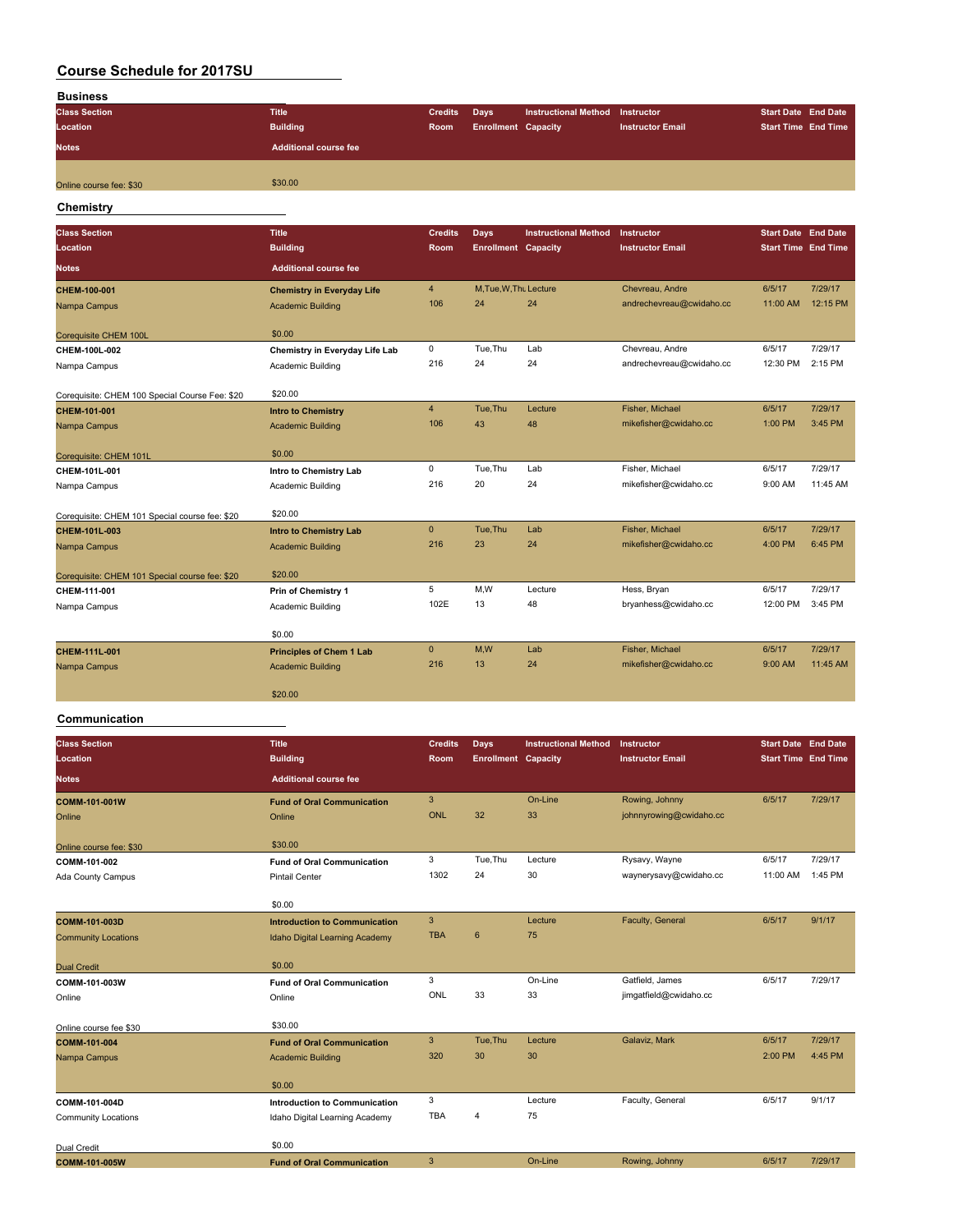# Course Schedule for 2017SU

## Business

| Class Section / Location / Notes | Title / Building / Additional course fee | Credits / Room | Days / Enrollment | Instructional Method / Capacity | Instructor / Instructor Email | Start Date / Start Time | End Date / End Time |
|---|---|---|---|---|---|---|---|
| Online course fee: $30 | $30.00 | | | | | | |

## Chemistry

| Class Section / Location / Notes | Title / Building / Additional course fee | Credits / Room | Days / Enrollment | Instructional Method / Capacity | Instructor / Instructor Email | Start Date / Start Time | End Date / End Time |
|---|---|---|---|---|---|---|---|
| **CHEM-100-001** | **Chemistry in Everyday Life** | 4 | M,Tue,W,Thu | Lecture | Chevreau, Andre | 6/5/17 | 7/29/17 |
| Nampa Campus | Academic Building | 106 | 24 | 24 | andrechevreau@cwidaho.cc | 11:00 AM | 12:15 PM |
| Corequisite CHEM 100L | $0.00 | | | | | | |
| **CHEM-100L-002** | **Chemistry in Everyday Life Lab** | 0 | Tue,Thu | Lab | Chevreau, Andre | 6/5/17 | 7/29/17 |
| Nampa Campus | Academic Building | 216 | 24 | 24 | andrechevreau@cwidaho.cc | 12:30 PM | 2:15 PM |
| Corequisite: CHEM 100 Special Course Fee: $20 | $20.00 | | | | | | |
| **CHEM-101-001** | **Intro to Chemistry** | 4 | Tue,Thu | Lecture | Fisher, Michael | 6/5/17 | 7/29/17 |
| Nampa Campus | Academic Building | 106 | 43 | 48 | mikefisher@cwidaho.cc | 1:00 PM | 3:45 PM |
| Corequisite: CHEM 101L | $0.00 | | | | | | |
| **CHEM-101L-001** | **Intro to Chemistry Lab** | 0 | Tue,Thu | Lab | Fisher, Michael | 6/5/17 | 7/29/17 |
| Nampa Campus | Academic Building | 216 | 20 | 24 | mikefisher@cwidaho.cc | 9:00 AM | 11:45 AM |
| Corequisite: CHEM 101 Special course fee: $20 | $20.00 | | | | | | |
| **CHEM-101L-003** | **Intro to Chemistry Lab** | 0 | Tue,Thu | Lab | Fisher, Michael | 6/5/17 | 7/29/17 |
| Nampa Campus | Academic Building | 216 | 23 | 24 | mikefisher@cwidaho.cc | 4:00 PM | 6:45 PM |
| Corequisite: CHEM 101 Special course fee: $20 | $20.00 | | | | | | |
| **CHEM-111-001** | **Prin of Chemistry 1** | 5 | M,W | Lecture | Hess, Bryan | 6/5/17 | 7/29/17 |
| Nampa Campus | Academic Building | 102E | 13 | 48 | bryanhess@cwidaho.cc | 12:00 PM | 3:45 PM |
| | $0.00 | | | | | | |
| **CHEM-111L-001** | **Principles of Chem 1 Lab** | 0 | M,W | Lab | Fisher, Michael | 6/5/17 | 7/29/17 |
| Nampa Campus | Academic Building | 216 | 13 | 24 | mikefisher@cwidaho.cc | 9:00 AM | 11:45 AM |
| | $20.00 | | | | | | |

## Communication

| Class Section / Location / Notes | Title / Building / Additional course fee | Credits / Room | Days / Enrollment | Instructional Method / Capacity | Instructor / Instructor Email | Start Date / Start Time | End Date / End Time |
|---|---|---|---|---|---|---|---|
| **COMM-101-001W** | **Fund of Oral Communication** | 3 | | On-Line | Rowing, Johnny | 6/5/17 | 7/29/17 |
| Online | Online | ONL | 32 | 33 | johnnyrowing@cwidaho.cc | | |
| Online course fee: $30 | $30.00 | | | | | | |
| **COMM-101-002** | **Fund of Oral Communication** | 3 | Tue,Thu | Lecture | Rysavy, Wayne | 6/5/17 | 7/29/17 |
| Ada County Campus | Pintail Center | 1302 | 24 | 30 | waynerysavy@cwidaho.cc | 11:00 AM | 1:45 PM |
| | $0.00 | | | | | | |
| **COMM-101-003D** | **Introduction to Communication** | 3 | | Lecture | Faculty, General | 6/5/17 | 9/1/17 |
| Community Locations | Idaho Digital Learning Academy | TBA | 6 | 75 | | | |
| Dual Credit | $0.00 | | | | | | |
| **COMM-101-003W** | **Fund of Oral Communication** | 3 | | On-Line | Gatfield, James | 6/5/17 | 7/29/17 |
| Online | Online | ONL | 33 | 33 | jimgatfield@cwidaho.cc | | |
| Online course fee $30 | $30.00 | | | | | | |
| **COMM-101-004** | **Fund of Oral Communication** | 3 | Tue,Thu | Lecture | Galaviz, Mark | 6/5/17 | 7/29/17 |
| Nampa Campus | Academic Building | 320 | 30 | 30 | | 2:00 PM | 4:45 PM |
| | $0.00 | | | | | | |
| **COMM-101-004D** | **Introduction to Communication** | 3 | | Lecture | Faculty, General | 6/5/17 | 9/1/17 |
| Community Locations | Idaho Digital Learning Academy | TBA | 4 | 75 | | | |
| Dual Credit | $0.00 | | | | | | |
| **COMM-101-005W** | **Fund of Oral Communication** | 3 | | On-Line | Rowing, Johnny | 6/5/17 | 7/29/17 |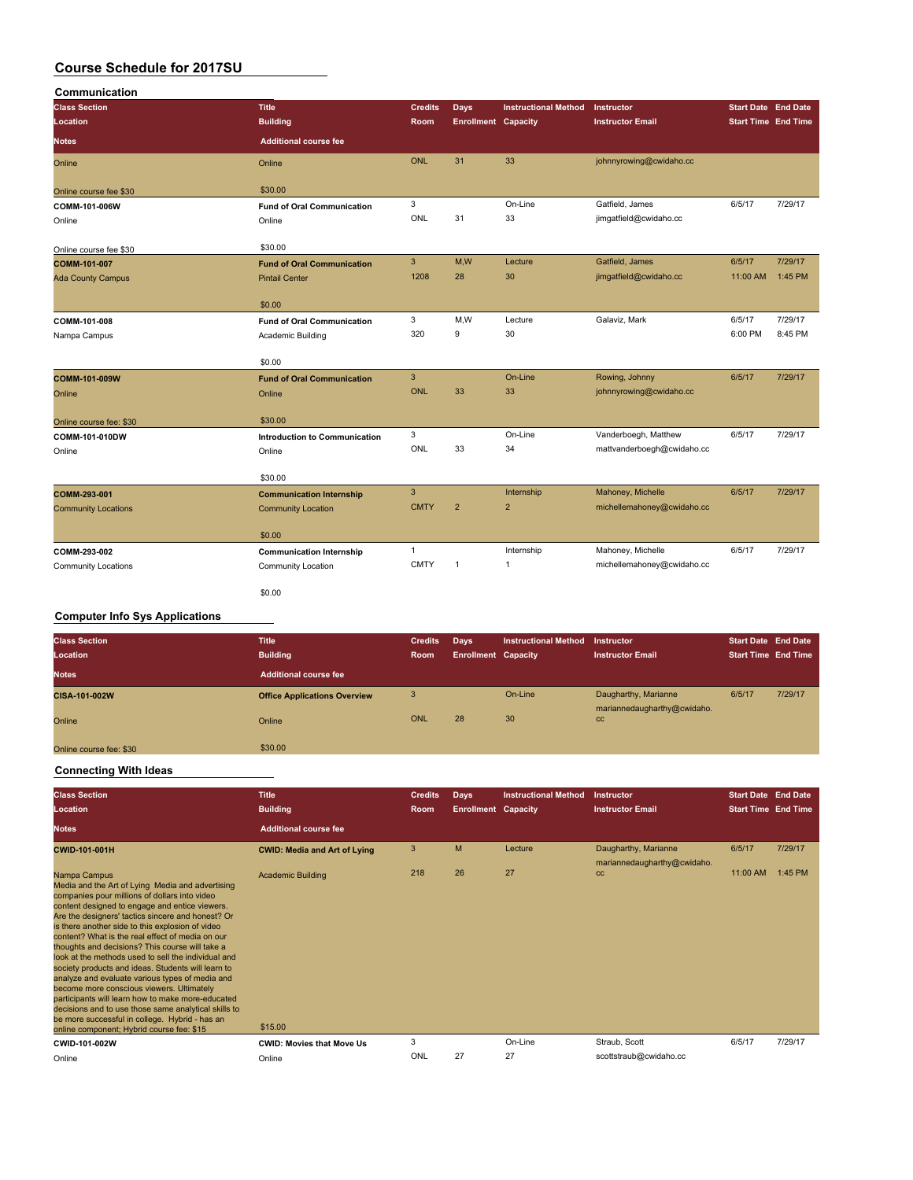# Course Schedule for 2017SU

## Communication

| Class Section / Location / Notes | Title / Building / Additional course fee | Credits / Room | Days / Enrollment | Instructional Method / Capacity | Instructor / Instructor Email | Start Date / Start Time | End Date / End Time |
|---|---|---|---|---|---|---|---|
| Online<br>Online course fee $30 | Online<br>$30.00 | ONL | 31 | 33 | johnnyrowing@cwidaho.cc | | |
| COMM-101-006W<br>Online<br>Online course fee $30 | Fund of Oral Communication<br>Online<br>$30.00 | 3<br>ONL | <br>31 | On-Line<br>33 | Gatfield, James<br>jimgatfield@cwidaho.cc | 6/5/17 | 7/29/17 |
| COMM-101-007<br>Ada County Campus | Fund of Oral Communication<br>Pintail Center<br>$0.00 | 3<br>1208 | M,W<br>28 | Lecture<br>30 | Gatfield, James<br>jimgatfield@cwidaho.cc | 6/5/17<br>11:00 AM | 7/29/17<br>1:45 PM |
| COMM-101-008<br>Nampa Campus | Fund of Oral Communication<br>Academic Building<br>$0.00 | 3<br>320 | M,W<br>9 | Lecture<br>30 | Galaviz, Mark | 6/5/17<br>6:00 PM | 7/29/17<br>8:45 PM |
| COMM-101-009W<br>Online<br>Online course fee: $30 | Fund of Oral Communication<br>Online<br>$30.00 | 3<br>ONL | <br>33 | On-Line<br>33 | Rowing, Johnny<br>johnnyrowing@cwidaho.cc | 6/5/17 | 7/29/17 |
| COMM-101-010DW<br>Online | Introduction to Communication<br>Online<br>$30.00 | 3<br>ONL | <br>33 | On-Line<br>34 | Vanderboegh, Matthew<br>mattvanderboegh@cwidaho.cc | 6/5/17 | 7/29/17 |
| COMM-293-001<br>Community Locations | Communication Internship<br>Community Location<br>$0.00 | 3<br>CMTY | <br>2 | Internship<br>2 | Mahoney, Michelle<br>michellemahoney@cwidaho.cc | 6/5/17 | 7/29/17 |
| COMM-293-002<br>Community Locations | Communication Internship<br>Community Location<br>$0.00 | 1<br>CMTY | <br>1 | Internship<br>1 | Mahoney, Michelle<br>michellemahoney@cwidaho.cc | 6/5/17 | 7/29/17 |

## Computer Info Sys Applications

| Class Section / Location / Notes | Title / Building / Additional course fee | Credits / Room | Days / Enrollment | Instructional Method / Capacity | Instructor / Instructor Email | Start Date / Start Time | End Date / End Time |
|---|---|---|---|---|---|---|---|
| CISA-101-002W<br>Online<br>Online course fee: $30 | Office Applications Overview<br>Online<br>$30.00 | 3<br>ONL | <br>28 | On-Line<br>30 | Daugharthy, Marianne<br>mariannedaugharthy@cwidaho.cc | 6/5/17 | 7/29/17 |

## Connecting With Ideas

| Class Section / Location / Notes | Title / Building / Additional course fee | Credits / Room | Days / Enrollment | Instructional Method / Capacity | Instructor / Instructor Email | Start Date / Start Time | End Date / End Time |
|---|---|---|---|---|---|---|---|
| CWID-101-001H<br>Nampa Campus<br>Media and the Art of Lying Media and advertising companies pour millions of dollars into video content designed to engage and entice viewers. Are the designers' tactics sincere and honest? Or is there another side to this explosion of video content? What is the real effect of media on our thoughts and decisions? This course will take a look at the methods used to sell the individual and society products and ideas. Students will learn to analyze and evaluate various types of media and become more conscious viewers. Ultimately participants will learn how to make more-educated decisions and to use those same analytical skills to be more successful in college. Hybrid - has an online component; Hybrid course fee: $15 | CWID: Media and Art of Lying<br>Academic Building<br>$15.00 | 3<br>218 | M<br>26 | Lecture<br>27 | Daugharthy, Marianne<br>mariannedaugharthy@cwidaho.cc | 6/5/17<br>11:00 AM | 7/29/17<br>1:45 PM |
| CWID-101-002W<br>Online | CWID: Movies that Move Us<br>Online | 3<br>ONL | <br>27 | On-Line<br>27 | Straub, Scott<br>scottstraub@cwidaho.cc | 6/5/17 | 7/29/17 |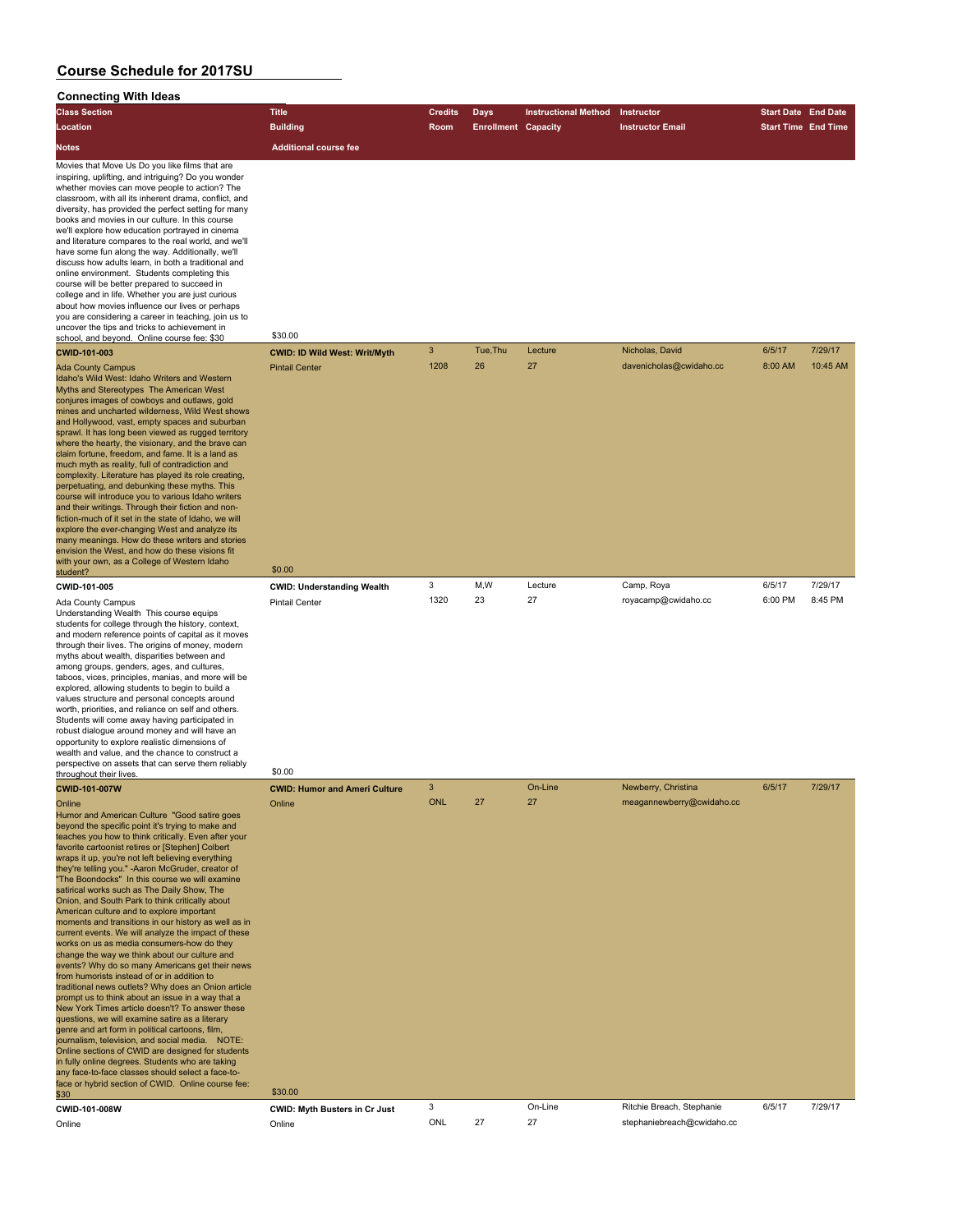# Course Schedule for 2017SU

## Connecting With Ideas

| Class Section / Location / Notes | Title / Building / Additional course fee | Credits / Room | Days / Enrollment | Instructional Method / Capacity | Instructor / Instructor Email | Start Date / Start Time | End Date / End Time |
|---|---|---|---|---|---|---|---|
| Movies that Move Us Do you like films that are inspiring, uplifting, and intriguing? Do you wonder whether movies can move people to action? The classroom, with all its inherent drama, conflict, and diversity, has provided the perfect setting for many books and movies in our culture. In this course we'll explore how education portrayed in cinema and literature compares to the real world, and we'll have some fun along the way. Additionally, we'll discuss how adults learn, in both a traditional and online environment. Students completing this course will be better prepared to succeed in college and in life. Whether you are just curious about how movies influence our lives or perhaps you are considering a career in teaching, join us to uncover the tips and tricks to achievement in school, and beyond. Online course fee: $30 | $30.00 | | | | | | |
| **CWID-101-003** | **CWID: ID Wild West: Writ/Myth** | 3 | Tue,Thu | Lecture | Nicholas, David | 6/5/17 | 7/29/17 |
| Ada County Campus | Pintail Center | 1208 | 26 | 27 | davenicholas@cwidaho.cc | 8:00 AM | 10:45 AM |
| Idaho's Wild West: Idaho Writers and Western Myths and Stereotypes The American West conjures images of cowboys and outlaws, gold mines and uncharted wilderness, Wild West shows and Hollywood, vast, empty spaces and suburban sprawl. It has long been viewed as rugged territory where the hearty, the visionary, and the brave can claim fortune, freedom, and fame. It is a land as much myth as reality, full of contradiction and complexity. Literature has played its role creating, perpetuating, and debunking these myths. This course will introduce you to various Idaho writers and their writings. Through their fiction and non-fiction-much of it set in the state of Idaho, we will explore the ever-changing West and analyze its many meanings. How do these writers and stories envision the West, and how do these visions fit with your own, as a College of Western Idaho student? | $0.00 | | | | | | |
| **CWID-101-005** | **CWID: Understanding Wealth** | 3 | M,W | Lecture | Camp, Roya | 6/5/17 | 7/29/17 |
| Ada County Campus | Pintail Center | 1320 | 23 | 27 | royacamp@cwidaho.cc | 6:00 PM | 8:45 PM |
| Understanding Wealth This course equips students for college through the history, context, and modern reference points of capital as it moves through their lives. The origins of money, modern myths about wealth, disparities between and among groups, genders, ages, and cultures, taboos, vices, principles, manias, and more will be explored, allowing students to begin to build a values structure and personal concepts around worth, priorities, and reliance on self and others. Students will come away having participated in robust dialogue around money and will have an opportunity to explore realistic dimensions of wealth and value, and the chance to construct a perspective on assets that can serve them reliably throughout their lives. | $0.00 | | | | | | |
| **CWID-101-007W** | **CWID: Humor and Ameri Culture** | 3 | | On-Line | Newberry, Christina | 6/5/17 | 7/29/17 |
| Online | Online | ONL | 27 | 27 | meagannewberry@cwidaho.cc | | |
| Humor and American Culture "Good satire goes beyond the specific point it's trying to make and teaches you how to think critically. Even after your favorite cartoonist retires or [Stephen] Colbert wraps it up, you're not left believing everything they're telling you." -Aaron McGruder, creator of "The Boondocks" In this course we will examine satirical works such as The Daily Show, The Onion, and South Park to think critically about American culture and to explore important moments and transitions in our history as well as in current events. We will analyze the impact of these works on us as media consumers-how do they change the way we think about our culture and events? Why do so many Americans get their news from humorists instead of or in addition to traditional news outlets? Why does an Onion article prompt us to think about an issue in a way that a New York Times article doesn't? To answer these questions, we will examine satire as a literary genre and art form in political cartoons, film, journalism, television, and social media. NOTE: Online sections of CWID are designed for students in fully online degrees. Students who are taking any face-to-face classes should select a face-to-face or hybrid section of CWID. Online course fee: $30 | $30.00 | | | | | | |
| **CWID-101-008W** | **CWID: Myth Busters in Cr Just** | 3 | | On-Line | Ritchie Breach, Stephanie | 6/5/17 | 7/29/17 |
| Online | Online | ONL | 27 | 27 | stephaniebreach@cwidaho.cc | | |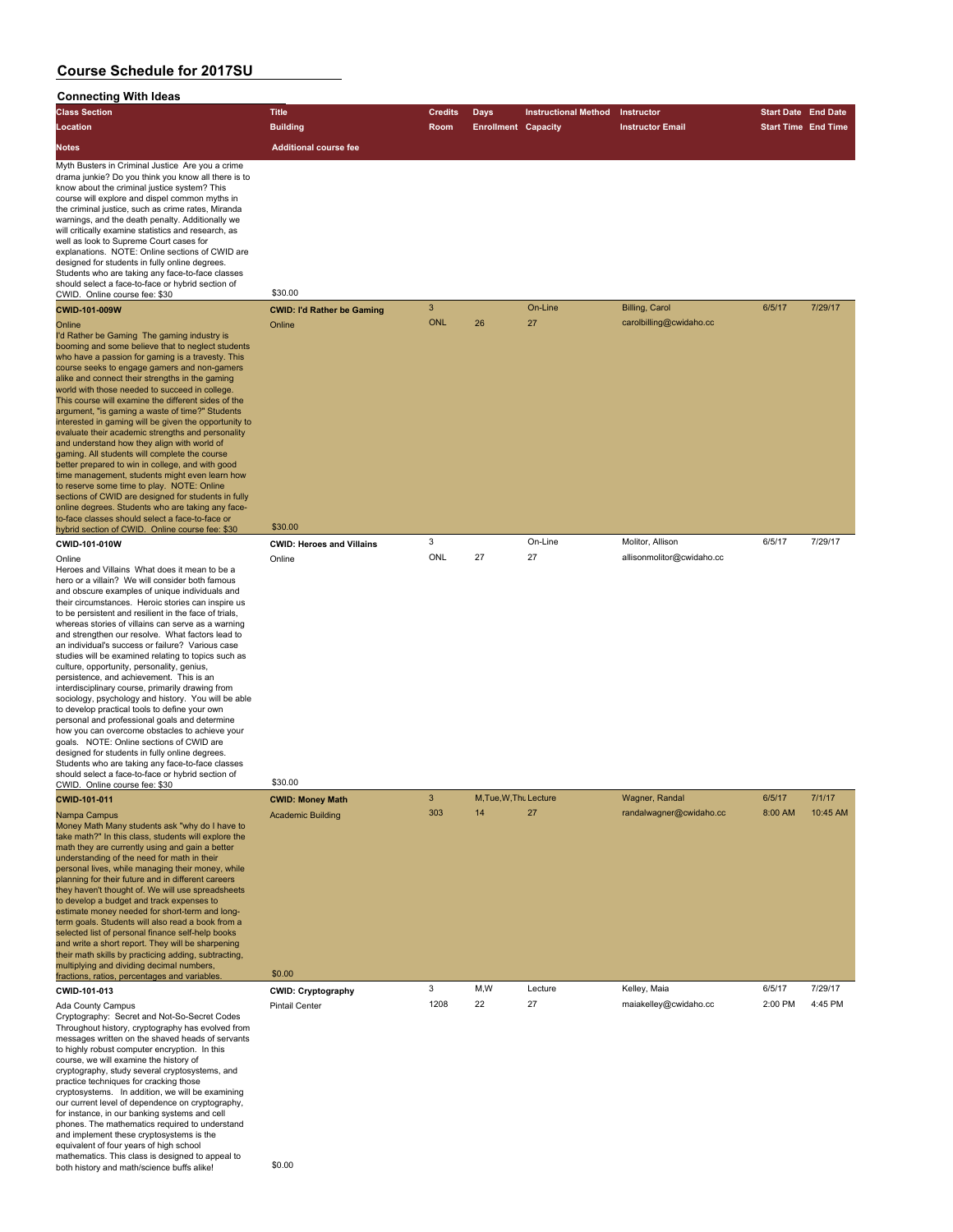# Course Schedule for 2017SU

## Connecting With Ideas

| Class Section | Title | Credits | Days | Instructional Method | Instructor | Start Date | End Date |
|---|---|---|---|---|---|---|---|
| Location | Building | Room | Enrollment | Capacity | Instructor Email | Start Time | End Time |
| Notes | Additional course fee | | | | | | |
| Myth Busters in Criminal Justice Are you a crime drama junkie? Do you think you know all there is to know about the criminal justice system? This course will explore and dispel common myths in the criminal justice, such as crime rates, Miranda warnings, and the death penalty. Additionally we will critically examine statistics and research, as well as look to Supreme Court cases for explanations. NOTE: Online sections of CWID are designed for students in fully online degrees. Students who are taking any face-to-face classes should select a face-to-face or hybrid section of CWID. Online course fee: $30 | $30.00 | | | | | | |
| **CWID-101-009W** | **CWID: I'd Rather be Gaming** | 3 | | On-Line | Billing, Carol | 6/5/17 | 7/29/17 |
| Online | Online | ONL | 26 | 27 | carolbilling@cwidaho.cc | | |
| I'd Rather be Gaming The gaming industry is booming and some believe that to neglect students who have a passion for gaming is a travesty. This course seeks to engage gamers and non-gamers alike and connect their strengths in the gaming world with those needed to succeed in college. This course will examine the different sides of the argument, "is gaming a waste of time?" Students interested in gaming will be given the opportunity to evaluate their academic strengths and personality and understand how they align with world of gaming. All students will complete the course better prepared to win in college, and with good time management, students might even learn how to reserve some time to play. NOTE: Online sections of CWID are designed for students in fully online degrees. Students who are taking any face-to-face classes should select a face-to-face or hybrid section of CWID. Online course fee: $30 | $30.00 | | | | | | |
| **CWID-101-010W** | **CWID: Heroes and Villains** | 3 | | On-Line | Molitor, Allison | 6/5/17 | 7/29/17 |
| Online | Online | ONL | 27 | 27 | allisonmolitor@cwidaho.cc | | |
| Heroes and Villains What does it mean to be a hero or a villain? We will consider both famous and obscure examples of unique individuals and their circumstances. Heroic stories can inspire us to be persistent and resilient in the face of trials, whereas stories of villains can serve as a warning and strengthen our resolve. What factors lead to an individual's success or failure? Various case studies will be examined relating to topics such as culture, opportunity, personality, genius, persistence, and achievement. This is an interdisciplinary course, primarily drawing from sociology, psychology and history. You will be able to develop practical tools to define your own personal and professional goals and determine how you can overcome obstacles to achieve your goals. NOTE: Online sections of CWID are designed for students in fully online degrees. Students who are taking any face-to-face classes should select a face-to-face or hybrid section of CWID. Online course fee: $30 | $30.00 | | | | | | |
| **CWID-101-011** | **CWID: Money Math** | 3 | M,Tue,W,Thu | Lecture | Wagner, Randal | 6/5/17 | 7/1/17 |
| Nampa Campus | Academic Building | 303 | 14 | 27 | randalwagner@cwidaho.cc | 8:00 AM | 10:45 AM |
| Money Math Many students ask "why do I have to take math?" In this class, students will explore the math they are currently using and gain a better understanding of the need for math in their personal lives, while managing their money, while planning for their future and in different careers they haven't thought of. We will use spreadsheets to develop a budget and track expenses to estimate money needed for short-term and long-term goals. Students will also read a book from a selected list of personal finance self-help books and write a short report. They will be sharpening their math skills by practicing adding, subtracting, multiplying and dividing decimal numbers, fractions, ratios, percentages and variables. | $0.00 | | | | | | |
| **CWID-101-013** | **CWID: Cryptography** | 3 | M,W | Lecture | Kelley, Maia | 6/5/17 | 7/29/17 |
| Ada County Campus | Pintail Center | 1208 | 22 | 27 | maiakelley@cwidaho.cc | 2:00 PM | 4:45 PM |
| Cryptography: Secret and Not-So-Secret Codes Throughout history, cryptography has evolved from messages written on the shaved heads of servants to highly robust computer encryption. In this course, we will examine the history of cryptography, study several cryptosystems, and practice techniques for cracking those cryptosystems. In addition, we will be examining our current level of dependence on cryptography, for instance, in our banking systems and cell phones. The mathematics required to understand and implement these cryptosystems is the equivalent of four years of high school mathematics. This class is designed to appeal to both history and math/science buffs alike! | $0.00 | | | | | | |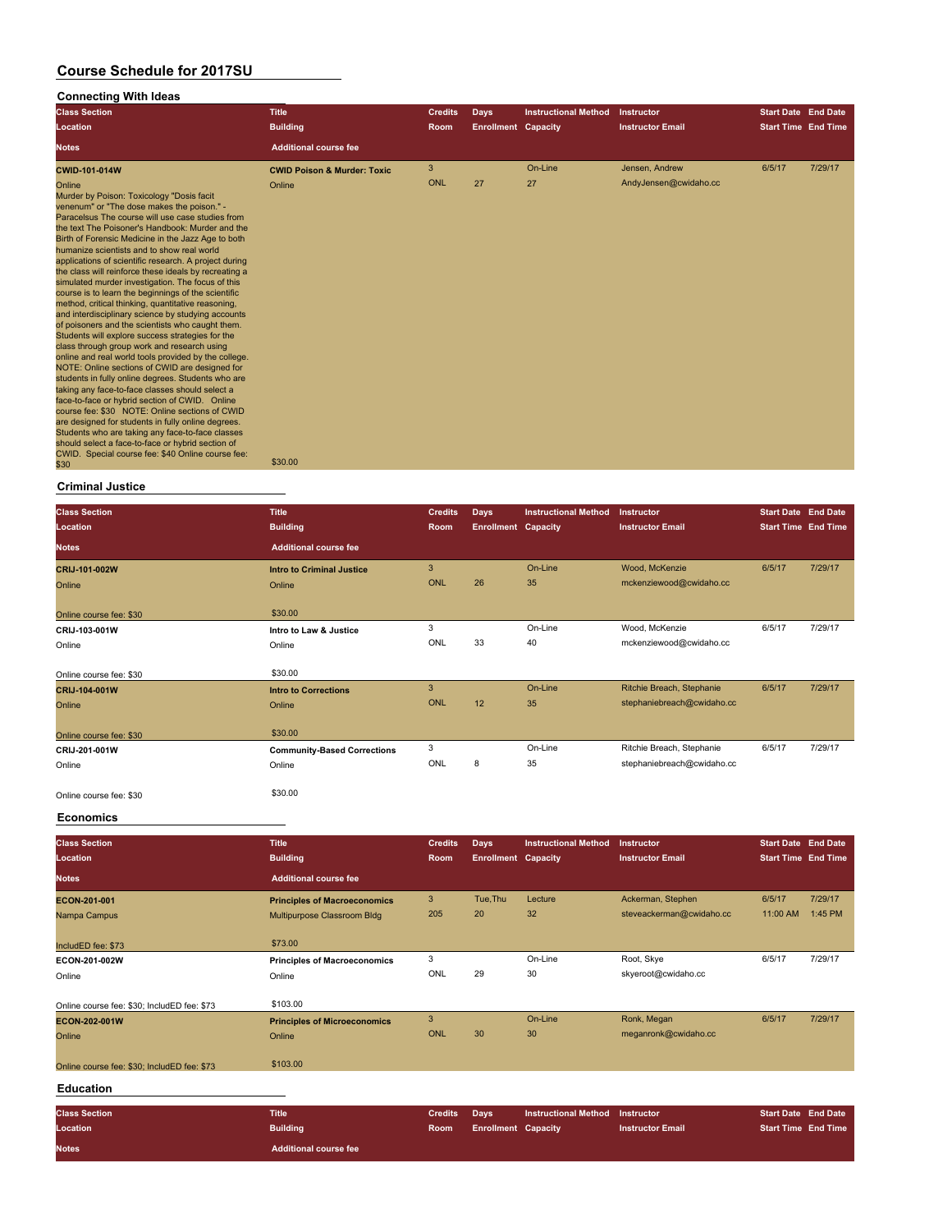# Course Schedule for 2017SU

## Connecting With Ideas

| Class Section / Location / Notes | Title / Building / Additional course fee | Credits / Room | Days / Enrollment | Instructional Method / Capacity | Instructor / Instructor Email | Start Date / Start Time | End Date / End Time |
|---|---|---|---|---|---|---|---|
| **CWID-101-014W** | **CWID Poison & Murder: Toxic** | 3 | | On-Line | Jensen, Andrew | 6/5/17 | 7/29/17 |
| Online | Online | ONL | 27 | 27 | AndyJensen@cwidaho.cc | | |
| Murder by Poison: Toxicology "Dosis facit venenum" or "The dose makes the poison." - Paracelsus The course will use case studies from the text The Poisoner's Handbook: Murder and the Birth of Forensic Medicine in the Jazz Age to both humanize scientists and to show real world applications of scientific research. A project during the class will reinforce these ideals by recreating a simulated murder investigation. The focus of this course is to learn the beginnings of the scientific method, critical thinking, quantitative reasoning, and interdisciplinary science by studying accounts of poisoners and the scientists who caught them. Students will explore success strategies for the class through group work and research using online and real world tools provided by the college. NOTE: Online sections of CWID are designed for students in fully online degrees. Students who are taking any face-to-face classes should select a face-to-face or hybrid section of CWID. Online course fee: $30 NOTE: Online sections of CWID are designed for students in fully online degrees. Students who are taking any face-to-face classes should select a face-to-face or hybrid section of CWID. Special course fee: $40 Online course fee: $30 | $30.00 | | | | | | |

## Criminal Justice

| Class Section / Location / Notes | Title / Building / Additional course fee | Credits / Room | Days / Enrollment | Instructional Method / Capacity | Instructor / Instructor Email | Start Date / Start Time | End Date / End Time |
|---|---|---|---|---|---|---|---|
| **CRIJ-101-002W** | **Intro to Criminal Justice** | 3 | | On-Line | Wood, McKenzie | 6/5/17 | 7/29/17 |
| Online | Online | ONL | 26 | 35 | mckenziewood@cwidaho.cc | | |
| Online course fee: $30 | $30.00 | | | | | | |
| **CRIJ-103-001W** | **Intro to Law & Justice** | 3 | | On-Line | Wood, McKenzie | 6/5/17 | 7/29/17 |
| Online | Online | ONL | 33 | 40 | mckenziewood@cwidaho.cc | | |
| Online course fee: $30 | $30.00 | | | | | | |
| **CRIJ-104-001W** | **Intro to Corrections** | 3 | | On-Line | Ritchie Breach, Stephanie | 6/5/17 | 7/29/17 |
| Online | Online | ONL | 12 | 35 | stephaniebreach@cwidaho.cc | | |
| Online course fee: $30 | $30.00 | | | | | | |
| **CRIJ-201-001W** | **Community-Based Corrections** | 3 | | On-Line | Ritchie Breach, Stephanie | 6/5/17 | 7/29/17 |
| Online | Online | ONL | 8 | 35 | stephaniebreach@cwidaho.cc | | |
| Online course fee: $30 | $30.00 | | | | | | |

## Economics

| Class Section / Location / Notes | Title / Building / Additional course fee | Credits / Room | Days / Enrollment | Instructional Method / Capacity | Instructor / Instructor Email | Start Date / Start Time | End Date / End Time |
|---|---|---|---|---|---|---|---|
| **ECON-201-001** | **Principles of Macroeconomics** | 3 | Tue,Thu | Lecture | Ackerman, Stephen | 6/5/17 | 7/29/17 |
| Nampa Campus | Multipurpose Classroom Bldg | 205 | 20 | 32 | steveackerman@cwidaho.cc | 11:00 AM | 1:45 PM |
| IncludED fee: $73 | $73.00 | | | | | | |
| **ECON-201-002W** | **Principles of Macroeconomics** | 3 | | On-Line | Root, Skye | 6/5/17 | 7/29/17 |
| Online | Online | ONL | 29 | 30 | skyeroot@cwidaho.cc | | |
| Online course fee: $30; IncludED fee: $73 | $103.00 | | | | | | |
| **ECON-202-001W** | **Principles of Microeconomics** | 3 | | On-Line | Ronk, Megan | 6/5/17 | 7/29/17 |
| Online | Online | ONL | 30 | 30 | meganronk@cwidaho.cc | | |
| Online course fee: $30; IncludED fee: $73 | $103.00 | | | | | | |

## Education

| Class Section / Location / Notes | Title / Building / Additional course fee | Credits / Room | Days / Enrollment | Instructional Method / Capacity | Instructor / Instructor Email | Start Date / Start Time | End Date / End Time |
|---|---|---|---|---|---|---|---|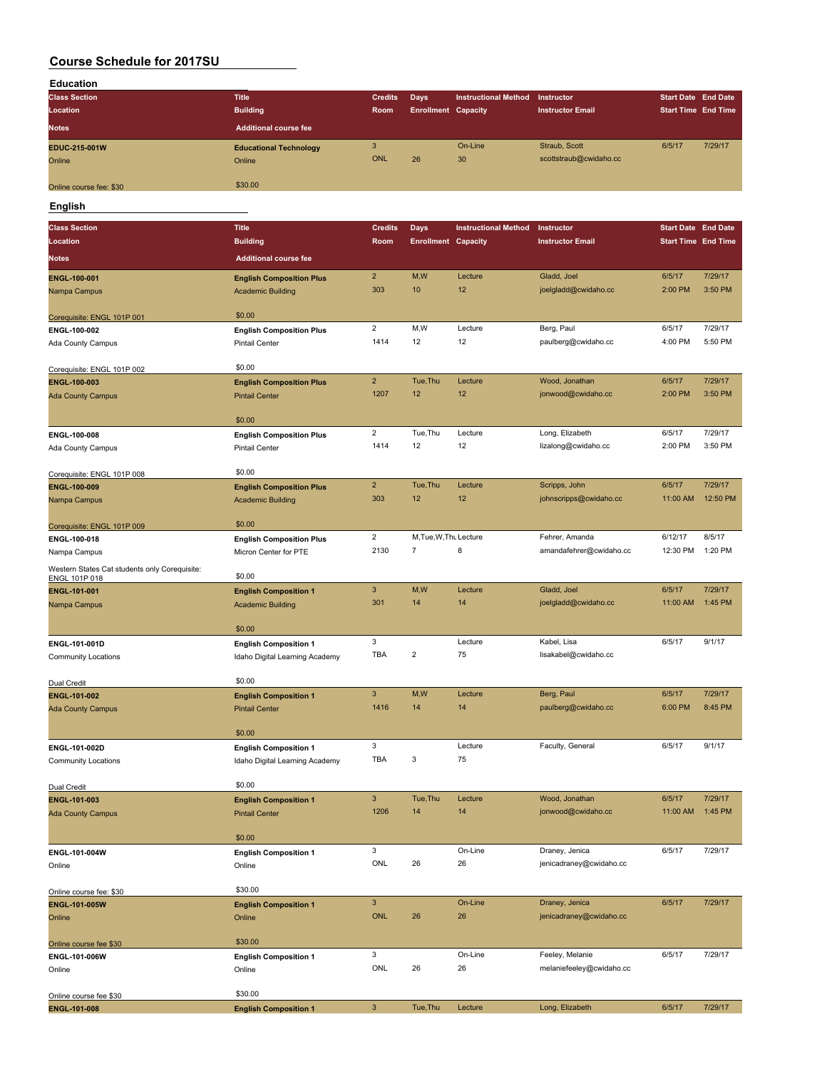# Course Schedule for 2017SU

## Education

| Class Section / Location / Notes | Title / Building / Additional course fee | Credits / Room | Days / Enrollment | Instructional Method / Capacity | Instructor / Instructor Email | Start Date / Start Time | End Date / End Time |
|---|---|---|---|---|---|---|---|
| **EDUC-215-001W**<br>Online<br>Online course fee: $30 | **Educational Technology**<br>Online<br>$30.00 | 3<br>ONL | <br>26 | On-Line<br>30 | Straub, Scott<br>scottstraub@cwidaho.cc | 6/5/17 | 7/29/17 |

## English

| Class Section / Location / Notes | Title / Building / Additional course fee | Credits / Room | Days / Enrollment | Instructional Method / Capacity | Instructor / Instructor Email | Start Date / Start Time | End Date / End Time |
|---|---|---|---|---|---|---|---|
| **ENGL-100-001**<br>Nampa Campus<br>Corequisite: ENGL 101P 001 | **English Composition Plus**<br>Academic Building<br>$0.00 | 2<br>303 | M,W<br>10 | Lecture<br>12 | Gladd, Joel<br>joelgladd@cwidaho.cc | 6/5/17<br>2:00 PM | 7/29/17<br>3:50 PM |
| **ENGL-100-002**<br>Ada County Campus<br>Corequisite: ENGL 101P 002 | **English Composition Plus**<br>Pintail Center<br>$0.00 | 2<br>1414 | M,W<br>12 | Lecture<br>12 | Berg, Paul<br>paulberg@cwidaho.cc | 6/5/17<br>4:00 PM | 7/29/17<br>5:50 PM |
| **ENGL-100-003**<br>Ada County Campus | **English Composition Plus**<br>Pintail Center<br>$0.00 | 2<br>1207 | Tue,Thu<br>12 | Lecture<br>12 | Wood, Jonathan<br>jonwood@cwidaho.cc | 6/5/17<br>2:00 PM | 7/29/17<br>3:50 PM |
| **ENGL-100-008**<br>Ada County Campus<br>Corequisite: ENGL 101P 008 | **English Composition Plus**<br>Pintail Center<br>$0.00 | 2<br>1414 | Tue,Thu<br>12 | Lecture<br>12 | Long, Elizabeth<br>lizalong@cwidaho.cc | 6/5/17<br>2:00 PM | 7/29/17<br>3:50 PM |
| **ENGL-100-009**<br>Nampa Campus<br>Corequisite: ENGL 101P 009 | **English Composition Plus**<br>Academic Building<br>$0.00 | 2<br>303 | Tue,Thu<br>12 | Lecture<br>12 | Scripps, John<br>johnscripps@cwidaho.cc | 6/5/17<br>11:00 AM | 7/29/17<br>12:50 PM |
| **ENGL-100-018**<br>Nampa Campus<br>Western States Cat students only Corequisite: ENGL 101P 018 | **English Composition Plus**<br>Micron Center for PTE<br>$0.00 | 2<br>2130 | M,Tue,W,Thu<br>7 | Lecture<br>8 | Fehrer, Amanda<br>amandafehrer@cwidaho.cc | 6/12/17<br>12:30 PM | 8/5/17<br>1:20 PM |
| **ENGL-101-001**<br>Nampa Campus | **English Composition 1**<br>Academic Building<br>$0.00 | 3<br>301 | M,W<br>14 | Lecture<br>14 | Gladd, Joel<br>joelgladd@cwidaho.cc | 6/5/17<br>11:00 AM | 7/29/17<br>1:45 PM |
| **ENGL-101-001D**<br>Community Locations<br>Dual Credit | **English Composition 1**<br>Idaho Digital Learning Academy<br>$0.00 | 3<br>TBA | <br>2 | Lecture<br>75 | Kabel, Lisa<br>lisakabel@cwidaho.cc | 6/5/17 | 9/1/17 |
| **ENGL-101-002**<br>Ada County Campus | **English Composition 1**<br>Pintail Center<br>$0.00 | 3<br>1416 | M,W<br>14 | Lecture<br>14 | Berg, Paul<br>paulberg@cwidaho.cc | 6/5/17<br>6:00 PM | 7/29/17<br>8:45 PM |
| **ENGL-101-002D**<br>Community Locations<br>Dual Credit | **English Composition 1**<br>Idaho Digital Learning Academy<br>$0.00 | 3<br>TBA | <br>3 | Lecture<br>75 | Faculty, General | 6/5/17 | 9/1/17 |
| **ENGL-101-003**<br>Ada County Campus | **English Composition 1**<br>Pintail Center<br>$0.00 | 3<br>1206 | Tue,Thu<br>14 | Lecture<br>14 | Wood, Jonathan<br>jonwood@cwidaho.cc | 6/5/17<br>11:00 AM | 7/29/17<br>1:45 PM |
| **ENGL-101-004W**<br>Online<br>Online course fee: $30 | **English Composition 1**<br>Online<br>$30.00 | 3<br>ONL | <br>26 | On-Line<br>26 | Draney, Jenica<br>jenicadraney@cwidaho.cc | 6/5/17 | 7/29/17 |
| **ENGL-101-005W**<br>Online<br>Online course fee $30 | **English Composition 1**<br>Online<br>$30.00 | 3<br>ONL | <br>26 | On-Line<br>26 | Draney, Jenica<br>jenicadraney@cwidaho.cc | 6/5/17 | 7/29/17 |
| **ENGL-101-006W**<br>Online<br>Online course fee $30 | **English Composition 1**<br>Online<br>$30.00 | 3<br>ONL | <br>26 | On-Line<br>26 | Feeley, Melanie<br>melaniefeeley@cwidaho.cc | 6/5/17 | 7/29/17 |
| **ENGL-101-008** | **English Composition 1** | 3 | Tue,Thu | Lecture | Long, Elizabeth | 6/5/17 | 7/29/17 |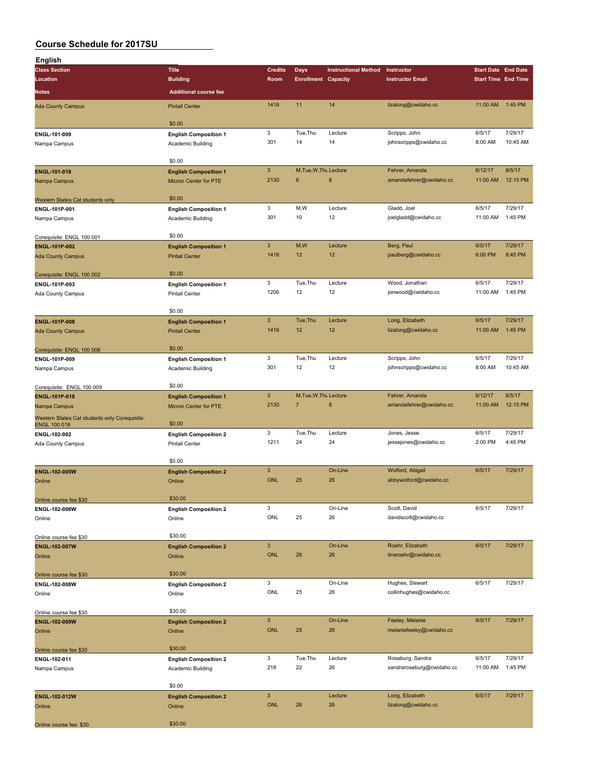# Course Schedule for 2017SU

## English

| Class Section / Location / Notes | Title / Building / Additional course fee | Credits / Room | Days / Enrollment | Instructional Method / Capacity | Instructor / Instructor Email | Start Date / Start Time | End Date / End Time |
|---|---|---|---|---|---|---|---|
| Ada County Campus | Pintail Center | 1416 | 11 | 14 | lizalong@cwidaho.cc | 11:00 AM | 1:45 PM |
| | $0.00 | | | | | | |
| **ENGL-101-009** | **English Composition 1** | 3 | Tue,Thu | Lecture | Scripps, John | 6/5/17 | 7/29/17 |
| Nampa Campus | Academic Building | 301 | 14 | 14 | johnscripps@cwidaho.cc | 8:00 AM | 10:45 AM |
| | $0.00 | | | | | | |
| **ENGL-101-018** | **English Composition 1** | 3 | M,Tue,W,Thu | Lecture | Fehrer, Amanda | 6/12/17 | 8/5/17 |
| Nampa Campus | Micron Center for PTE | 2130 | 6 | 8 | amandafehrer@cwidaho.cc | 11:00 AM | 12:15 PM |
| Western States Cat students only | $0.00 | | | | | | |
| **ENGL-101P-001** | **English Composition 1** | 3 | M,W | Lecture | Gladd, Joel | 6/5/17 | 7/29/17 |
| Nampa Campus | Academic Building | 301 | 10 | 12 | joelgladd@cwidaho.cc | 11:00 AM | 1:45 PM |
| Corequisite: ENGL 100 001 | $0.00 | | | | | | |
| **ENGL-101P-002** | **English Composition 1** | 3 | M,W | Lecture | Berg, Paul | 6/5/17 | 7/29/17 |
| Ada County Campus | Pintail Center | 1416 | 12 | 12 | paulberg@cwidaho.cc | 6:00 PM | 8:45 PM |
| Corequisite: ENGL 100 002 | $0.00 | | | | | | |
| **ENGL-101P-003** | **English Composition 1** | 3 | Tue,Thu | Lecture | Wood, Jonathan | 6/5/17 | 7/29/17 |
| Ada County Campus | Pintail Center | 1206 | 12 | 12 | jonwood@cwidaho.cc | 11:00 AM | 1:45 PM |
| | $0.00 | | | | | | |
| **ENGL-101P-008** | **English Composition 1** | 3 | Tue,Thu | Lecture | Long, Elizabeth | 6/5/17 | 7/29/17 |
| Ada County Campus | Pintail Center | 1416 | 12 | 12 | lizalong@cwidaho.cc | 11:00 AM | 1:45 PM |
| Corequisite: ENGL 100 008 | $0.00 | | | | | | |
| **ENGL-101P-009** | **English Composition 1** | 3 | Tue,Thu | Lecture | Scripps, John | 6/5/17 | 7/29/17 |
| Nampa Campus | Academic Building | 301 | 12 | 12 | johnscripps@cwidaho.cc | 8:00 AM | 10:45 AM |
| Corequisite: ENGL 100 009 | $0.00 | | | | | | |
| **ENGL-101P-018** | **English Composition 1** | 3 | M,Tue,W,Thu | Lecture | Fehrer, Amanda | 6/12/17 | 8/5/17 |
| Nampa Campus | Micron Center for PTE | 2130 | 7 | 8 | amandafehrer@cwidaho.cc | 11:00 AM | 12:15 PM |
| Western States Cat students only Corequisite: ENGL 100 018 | $0.00 | | | | | | |
| **ENGL-102-002** | **English Composition 2** | 3 | Tue,Thu | Lecture | Jones, Jesse | 6/5/17 | 7/29/17 |
| Ada County Campus | Pintail Center | 1211 | 24 | 24 | jessejones@cwidaho.cc | 2:00 PM | 4:45 PM |
| | $0.00 | | | | | | |
| **ENGL-102-005W** | **English Composition 2** | 3 | | On-Line | Wolford, Abigail | 6/5/17 | 7/29/17 |
| Online | Online | ONL | 25 | 26 | abbywolford@cwidaho.cc | | |
| Online course fee $30 | $30.00 | | | | | | |
| **ENGL-102-006W** | **English Composition 2** | 3 | | On-Line | Scott, David | 6/5/17 | 7/29/17 |
| Online | Online | ONL | 25 | 26 | davidscott@cwidaho.cc | | |
| Online course fee $30 | $30.00 | | | | | | |
| **ENGL-102-007W** | **English Composition 2** | 3 | | On-Line | Roehr, Elizabeth | 6/5/17 | 7/29/17 |
| Online | Online | ONL | 26 | 26 | tinaroehr@cwidaho.cc | | |
| Online course fee $30 | $30.00 | | | | | | |
| **ENGL-102-008W** | **English Composition 2** | 3 | | On-Line | Hughes, Stewart | 6/5/17 | 7/29/17 |
| Online | Online | ONL | 25 | 26 | collinhughes@cwidaho.cc | | |
| Online course fee $30 | $30.00 | | | | | | |
| **ENGL-102-009W** | **English Composition 2** | 3 | | On-Line | Feeley, Melanie | 6/5/17 | 7/29/17 |
| Online | Online | ONL | 25 | 26 | melaniefeeley@cwidaho.cc | | |
| Online course fee $30 | $30.00 | | | | | | |
| **ENGL-102-011** | **English Composition 2** | 3 | Tue,Thu | Lecture | Roseburg, Sandra | 6/5/17 | 7/29/17 |
| Nampa Campus | Academic Building | 218 | 22 | 26 | sandraroseburg@cwidaho.cc | 11:00 AM | 1:45 PM |
| | $0.00 | | | | | | |
| **ENGL-102-012W** | **English Composition 2** | 3 | | Lecture | Long, Elizabeth | 6/5/17 | 7/29/17 |
| Online | Online | ONL | 26 | 26 | lizalong@cwidaho.cc | | |
| Online course fee: $30 | $30.00 | | | | | | |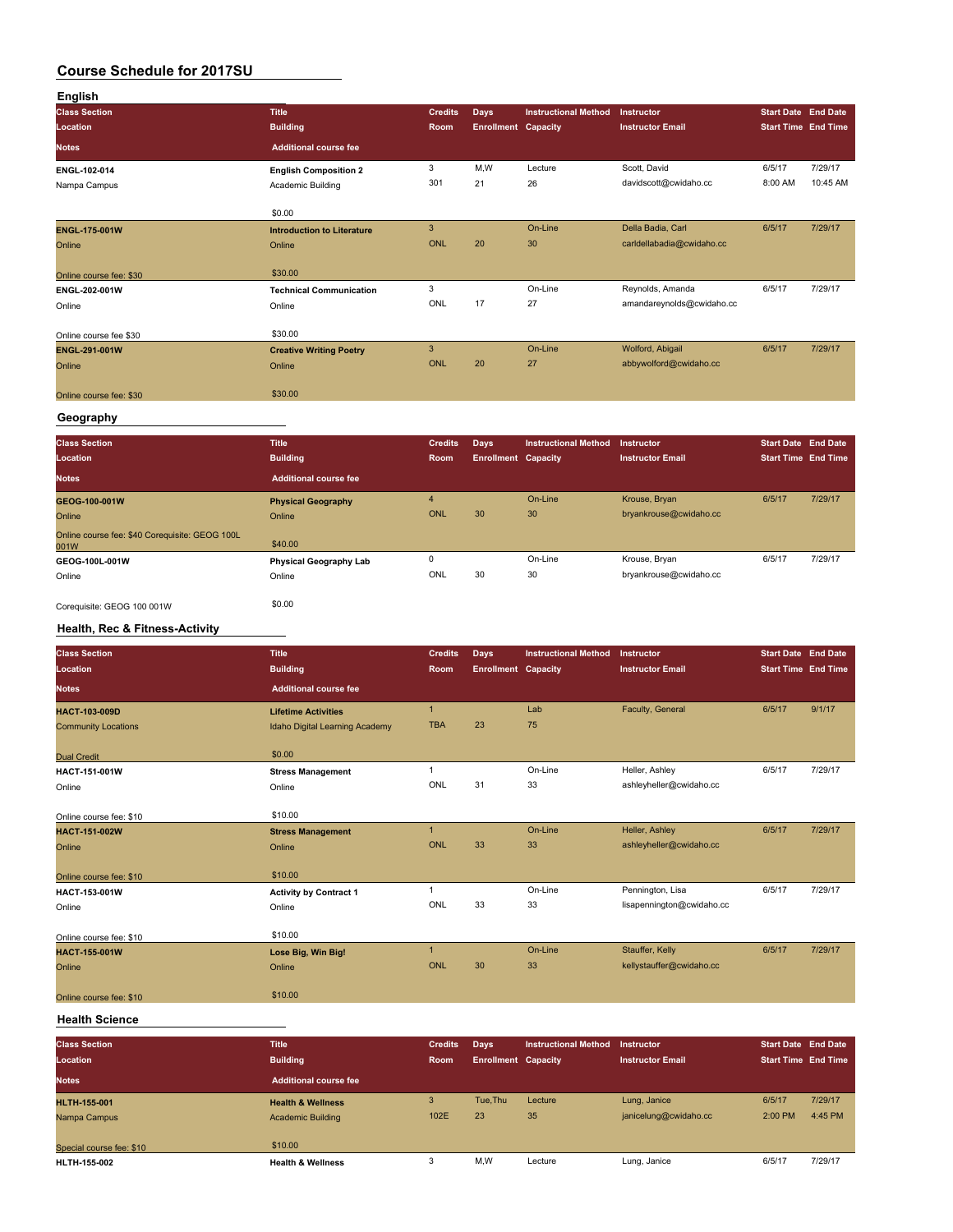# Course Schedule for 2017SU

## English

| Class Section / Location / Notes | Title / Building / Additional course fee | Credits / Room | Days / Enrollment | Instructional Method / Capacity | Instructor / Instructor Email | Start Date / Start Time | End Date / End Time |
|---|---|---|---|---|---|---|---|
| **ENGL-102-014**<br>Nampa Campus | **English Composition 2**<br>Academic Building<br>$0.00 | 3<br>301 | M,W<br>21 | Lecture<br>26 | Scott, David<br>davidscott@cwidaho.cc | 6/5/17<br>8:00 AM | 7/29/17<br>10:45 AM |
| **ENGL-175-001W**<br>Online<br>Online course fee: $30 | **Introduction to Literature**<br>Online<br>$30.00 | 3<br>ONL | <br>20 | On-Line<br>30 | Della Badia, Carl<br>carldellabadia@cwidaho.cc | 6/5/17 | 7/29/17 |
| **ENGL-202-001W**<br>Online<br>Online course fee $30 | **Technical Communication**<br>Online<br>$30.00 | 3<br>ONL | <br>17 | On-Line<br>27 | Reynolds, Amanda<br>amandareynolds@cwidaho.cc | 6/5/17 | 7/29/17 |
| **ENGL-291-001W**<br>Online<br>Online course fee: $30 | **Creative Writing Poetry**<br>Online<br>$30.00 | 3<br>ONL | <br>20 | On-Line<br>27 | Wolford, Abigail<br>abbywolford@cwidaho.cc | 6/5/17 | 7/29/17 |

## Geography

| Class Section / Location / Notes | Title / Building / Additional course fee | Credits / Room | Days / Enrollment | Instructional Method / Capacity | Instructor / Instructor Email | Start Date / Start Time | End Date / End Time |
|---|---|---|---|---|---|---|---|
| **GEOG-100-001W**<br>Online<br>Online course fee: $40 Corequisite: GEOG 100L 001W | **Physical Geography**<br>Online<br>$40.00 | 4<br>ONL | <br>30 | On-Line<br>30 | Krouse, Bryan<br>bryankrouse@cwidaho.cc | 6/5/17 | 7/29/17 |
| **GEOG-100L-001W**<br>Online<br>Corequisite: GEOG 100 001W | **Physical Geography Lab**<br>Online<br>$0.00 | 0<br>ONL | <br>30 | On-Line<br>30 | Krouse, Bryan<br>bryankrouse@cwidaho.cc | 6/5/17 | 7/29/17 |

## Health, Rec & Fitness-Activity

| Class Section / Location / Notes | Title / Building / Additional course fee | Credits / Room | Days / Enrollment | Instructional Method / Capacity | Instructor / Instructor Email | Start Date / Start Time | End Date / End Time |
|---|---|---|---|---|---|---|---|
| **HACT-103-009D**<br>Community Locations<br>Dual Credit | **Lifetime Activities**<br>Idaho Digital Learning Academy<br>$0.00 | 1<br>TBA | <br>23 | Lab<br>75 | Faculty, General | 6/5/17 | 9/1/17 |
| **HACT-151-001W**<br>Online<br>Online course fee: $10 | **Stress Management**<br>Online<br>$10.00 | 1<br>ONL | <br>31 | On-Line<br>33 | Heller, Ashley<br>ashleyheller@cwidaho.cc | 6/5/17 | 7/29/17 |
| **HACT-151-002W**<br>Online<br>Online course fee: $10 | **Stress Management**<br>Online<br>$10.00 | 1<br>ONL | <br>33 | On-Line<br>33 | Heller, Ashley<br>ashleyheller@cwidaho.cc | 6/5/17 | 7/29/17 |
| **HACT-153-001W**<br>Online<br>Online course fee: $10 | **Activity by Contract 1**<br>Online<br>$10.00 | 1<br>ONL | <br>33 | On-Line<br>33 | Pennington, Lisa<br>lisapennington@cwidaho.cc | 6/5/17 | 7/29/17 |
| **HACT-155-001W**<br>Online<br>Online course fee: $10 | **Lose Big, Win Big!**<br>Online<br>$10.00 | 1<br>ONL | <br>30 | On-Line<br>33 | Stauffer, Kelly<br>kellystauffer@cwidaho.cc | 6/5/17 | 7/29/17 |

## Health Science

| Class Section / Location / Notes | Title / Building / Additional course fee | Credits / Room | Days / Enrollment | Instructional Method / Capacity | Instructor / Instructor Email | Start Date / Start Time | End Date / End Time |
|---|---|---|---|---|---|---|---|
| **HLTH-155-001**<br>Nampa Campus<br>Special course fee: $10 | **Health & Wellness**<br>Academic Building<br>$10.00 | 3<br>102E | Tue,Thu<br>23 | Lecture<br>35 | Lung, Janice<br>janicelung@cwidaho.cc | 6/5/17<br>2:00 PM | 7/29/17<br>4:45 PM |
| **HLTH-155-002** | **Health & Wellness** | 3 | M,W | Lecture | Lung, Janice | 6/5/17 | 7/29/17 |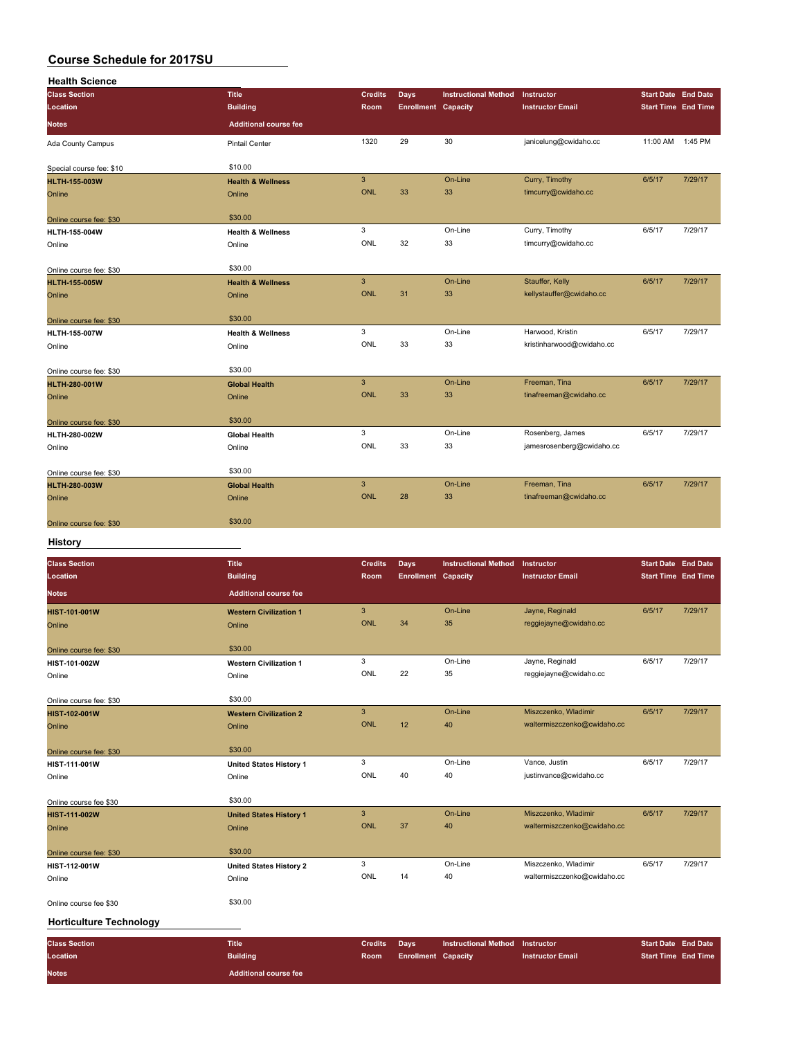# Course Schedule for 2017SU

## Health Science

| Class Section / Location / Notes | Title / Building / Additional course fee | Credits / Room | Days / Enrollment | Instructional Method / Capacity | Instructor / Instructor Email | Start Date / Start Time | End Date / End Time |
|---|---|---|---|---|---|---|---|
| Ada County Campus | Pintail Center | 1320 | 29 | 30 | janicelung@cwidaho.cc | 11:00 AM | 1:45 PM |
| Special course fee: $10 | $10.00 | | | | | | |
| **HLTH-155-003W** | **Health & Wellness** | 3 | | On-Line | Curry, Timothy | 6/5/17 | 7/29/17 |
| Online | Online | ONL | 33 | 33 | timcurry@cwidaho.cc | | |
| Online course fee: $30 | $30.00 | | | | | | |
| **HLTH-155-004W** | **Health & Wellness** | 3 | | On-Line | Curry, Timothy | 6/5/17 | 7/29/17 |
| Online | Online | ONL | 32 | 33 | timcurry@cwidaho.cc | | |
| Online course fee: $30 | $30.00 | | | | | | |
| **HLTH-155-005W** | **Health & Wellness** | 3 | | On-Line | Stauffer, Kelly | 6/5/17 | 7/29/17 |
| Online | Online | ONL | 31 | 33 | kellystauffer@cwidaho.cc | | |
| Online course fee: $30 | $30.00 | | | | | | |
| **HLTH-155-007W** | **Health & Wellness** | 3 | | On-Line | Harwood, Kristin | 6/5/17 | 7/29/17 |
| Online | Online | ONL | 33 | 33 | kristinharwood@cwidaho.cc | | |
| Online course fee: $30 | $30.00 | | | | | | |
| **HLTH-280-001W** | **Global Health** | 3 | | On-Line | Freeman, Tina | 6/5/17 | 7/29/17 |
| Online | Online | ONL | 33 | 33 | tinafreeman@cwidaho.cc | | |
| Online course fee: $30 | $30.00 | | | | | | |
| **HLTH-280-002W** | **Global Health** | 3 | | On-Line | Rosenberg, James | 6/5/17 | 7/29/17 |
| Online | Online | ONL | 33 | 33 | jamesrosenberg@cwidaho.cc | | |
| Online course fee: $30 | $30.00 | | | | | | |
| **HLTH-280-003W** | **Global Health** | 3 | | On-Line | Freeman, Tina | 6/5/17 | 7/29/17 |
| Online | Online | ONL | 28 | 33 | tinafreeman@cwidaho.cc | | |
| Online course fee: $30 | $30.00 | | | | | | |

## History

| Class Section / Location / Notes | Title / Building / Additional course fee | Credits / Room | Days / Enrollment | Instructional Method / Capacity | Instructor / Instructor Email | Start Date / Start Time | End Date / End Time |
|---|---|---|---|---|---|---|---|
| **HIST-101-001W** | **Western Civilization 1** | 3 | | On-Line | Jayne, Reginald | 6/5/17 | 7/29/17 |
| Online | Online | ONL | 34 | 35 | reggiejayne@cwidaho.cc | | |
| Online course fee: $30 | $30.00 | | | | | | |
| **HIST-101-002W** | **Western Civilization 1** | 3 | | On-Line | Jayne, Reginald | 6/5/17 | 7/29/17 |
| Online | Online | ONL | 22 | 35 | reggiejayne@cwidaho.cc | | |
| Online course fee: $30 | $30.00 | | | | | | |
| **HIST-102-001W** | **Western Civilization 2** | 3 | | On-Line | Miszczenko, Wladimir | 6/5/17 | 7/29/17 |
| Online | Online | ONL | 12 | 40 | waltermiszczenko@cwidaho.cc | | |
| Online course fee: $30 | $30.00 | | | | | | |
| **HIST-111-001W** | **United States History 1** | 3 | | On-Line | Vance, Justin | 6/5/17 | 7/29/17 |
| Online | Online | ONL | 40 | 40 | justinvance@cwidaho.cc | | |
| Online course fee $30 | $30.00 | | | | | | |
| **HIST-111-002W** | **United States History 1** | 3 | | On-Line | Miszczenko, Wladimir | 6/5/17 | 7/29/17 |
| Online | Online | ONL | 37 | 40 | waltermiszczenko@cwidaho.cc | | |
| Online course fee: $30 | $30.00 | | | | | | |
| **HIST-112-001W** | **United States History 2** | 3 | | On-Line | Miszczenko, Wladimir | 6/5/17 | 7/29/17 |
| Online | Online | ONL | 14 | 40 | waltermiszczenko@cwidaho.cc | | |
| Online course fee $30 | $30.00 | | | | | | |

## Horticulture Technology

| Class Section / Location / Notes | Title / Building / Additional course fee | Credits / Room | Days / Enrollment | Instructional Method / Capacity | Instructor / Instructor Email | Start Date / Start Time | End Date / End Time |
|---|---|---|---|---|---|---|---|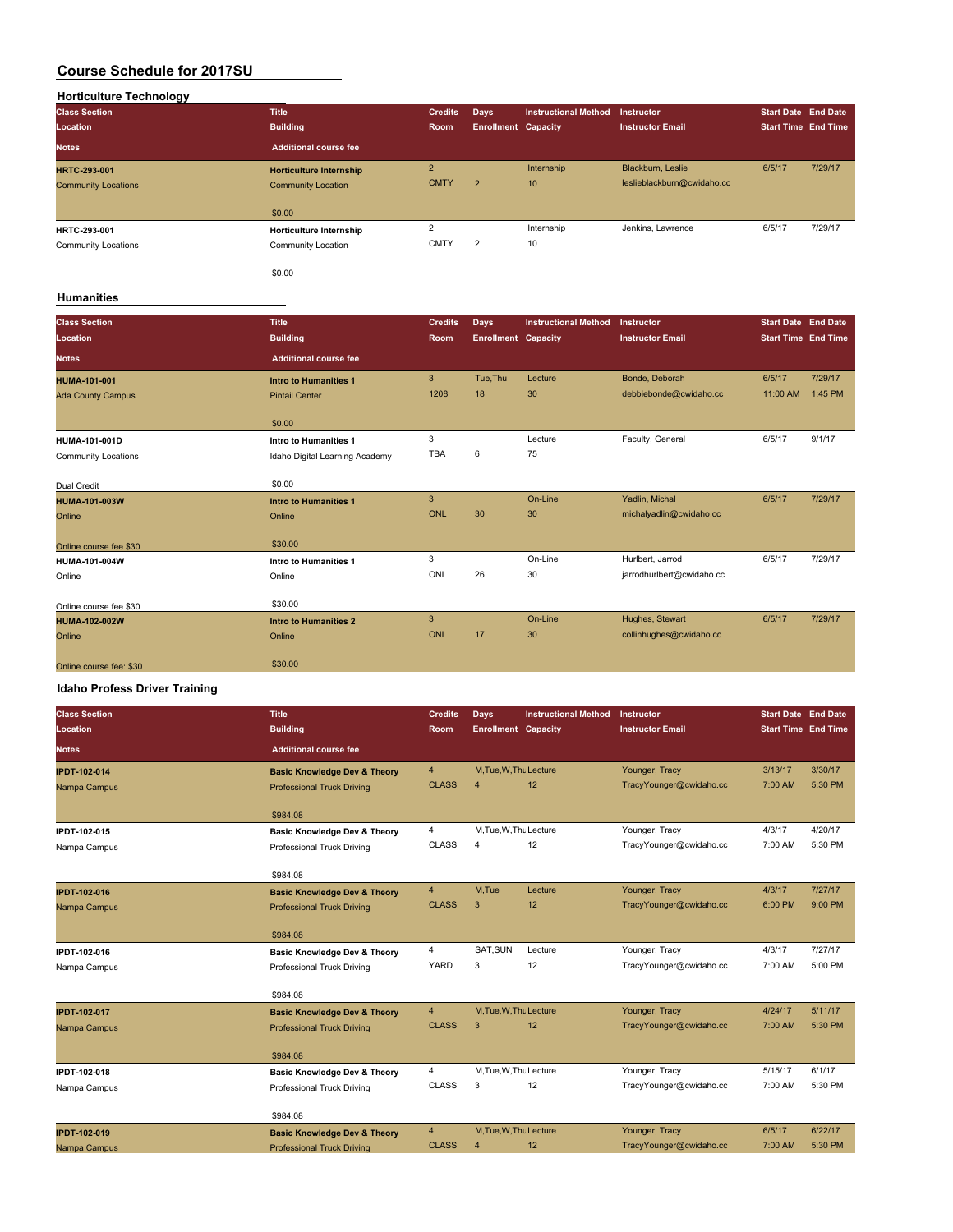# Course Schedule for 2017SU

## Horticulture Technology

| Class Section / Location / Notes | Title / Building / Additional course fee | Credits / Room | Days / Enrollment | Instructional Method / Capacity | Instructor / Instructor Email | Start Date / Start Time | End Date / End Time |
|---|---|---|---|---|---|---|---|
| **HRTC-293-001** Community Locations | **Horticulture Internship** Community Location $0.00 | 2 CMTY | 2 | Internship 10 | Blackburn, Leslie leslieblackburn@cwidaho.cc | 6/5/17 | 7/29/17 |
| **HRTC-293-001** Community Locations | **Horticulture Internship** Community Location $0.00 | 2 CMTY | 2 | Internship 10 | Jenkins, Lawrence | 6/5/17 | 7/29/17 |

## Humanities

| Class Section / Location / Notes | Title / Building / Additional course fee | Credits / Room | Days / Enrollment | Instructional Method / Capacity | Instructor / Instructor Email | Start Date / Start Time | End Date / End Time |
|---|---|---|---|---|---|---|---|
| **HUMA-101-001** Ada County Campus | **Intro to Humanities 1** Pintail Center $0.00 | 3 1208 | Tue,Thu 18 | Lecture 30 | Bonde, Deborah debbiebonde@cwidaho.cc | 6/5/17 11:00 AM | 7/29/17 1:45 PM |
| **HUMA-101-001D** Community Locations Dual Credit | **Intro to Humanities 1** Idaho Digital Learning Academy $0.00 | 3 TBA | 6 | Lecture 75 | Faculty, General | 6/5/17 | 9/1/17 |
| **HUMA-101-003W** Online Online course fee $30 | **Intro to Humanities 1** Online $30.00 | 3 ONL | 30 | On-Line 30 | Yadlin, Michal michalyadlin@cwidaho.cc | 6/5/17 | 7/29/17 |
| **HUMA-101-004W** Online Online course fee $30 | **Intro to Humanities 1** Online $30.00 | 3 ONL | 26 | On-Line 30 | Hurlbert, Jarrod jarrodhurlbert@cwidaho.cc | 6/5/17 | 7/29/17 |
| **HUMA-102-002W** Online Online course fee: $30 | **Intro to Humanities 2** Online $30.00 | 3 ONL | 17 | On-Line 30 | Hughes, Stewart collinhughes@cwidaho.cc | 6/5/17 | 7/29/17 |

## Idaho Profess Driver Training

| Class Section / Location / Notes | Title / Building / Additional course fee | Credits / Room | Days / Enrollment | Instructional Method / Capacity | Instructor / Instructor Email | Start Date / Start Time | End Date / End Time |
|---|---|---|---|---|---|---|---|
| **IPDT-102-014** Nampa Campus | **Basic Knowledge Dev & Theory** Professional Truck Driving $984.08 | 4 CLASS | M,Tue,W,Thu 4 | Lecture 12 | Younger, Tracy TracyYounger@cwidaho.cc | 3/13/17 7:00 AM | 3/30/17 5:30 PM |
| **IPDT-102-015** Nampa Campus | **Basic Knowledge Dev & Theory** Professional Truck Driving $984.08 | 4 CLASS | M,Tue,W,Thu 4 | Lecture 12 | Younger, Tracy TracyYounger@cwidaho.cc | 4/3/17 7:00 AM | 4/20/17 5:30 PM |
| **IPDT-102-016** Nampa Campus | **Basic Knowledge Dev & Theory** Professional Truck Driving $984.08 | 4 CLASS | M,Tue 3 | Lecture 12 | Younger, Tracy TracyYounger@cwidaho.cc | 4/3/17 6:00 PM | 7/27/17 9:00 PM |
| **IPDT-102-016** Nampa Campus | **Basic Knowledge Dev & Theory** Professional Truck Driving $984.08 | 4 YARD | SAT,SUN 3 | Lecture 12 | Younger, Tracy TracyYounger@cwidaho.cc | 4/3/17 7:00 AM | 7/27/17 5:00 PM |
| **IPDT-102-017** Nampa Campus | **Basic Knowledge Dev & Theory** Professional Truck Driving $984.08 | 4 CLASS | M,Tue,W,Thu 3 | Lecture 12 | Younger, Tracy TracyYounger@cwidaho.cc | 4/24/17 7:00 AM | 5/11/17 5:30 PM |
| **IPDT-102-018** Nampa Campus | **Basic Knowledge Dev & Theory** Professional Truck Driving $984.08 | 4 CLASS | M,Tue,W,Thu 3 | Lecture 12 | Younger, Tracy TracyYounger@cwidaho.cc | 5/15/17 7:00 AM | 6/1/17 5:30 PM |
| **IPDT-102-019** Nampa Campus | **Basic Knowledge Dev & Theory** Professional Truck Driving | 4 CLASS | M,Tue,W,Thu 4 | Lecture 12 | Younger, Tracy TracyYounger@cwidaho.cc | 6/5/17 7:00 AM | 6/22/17 5:30 PM |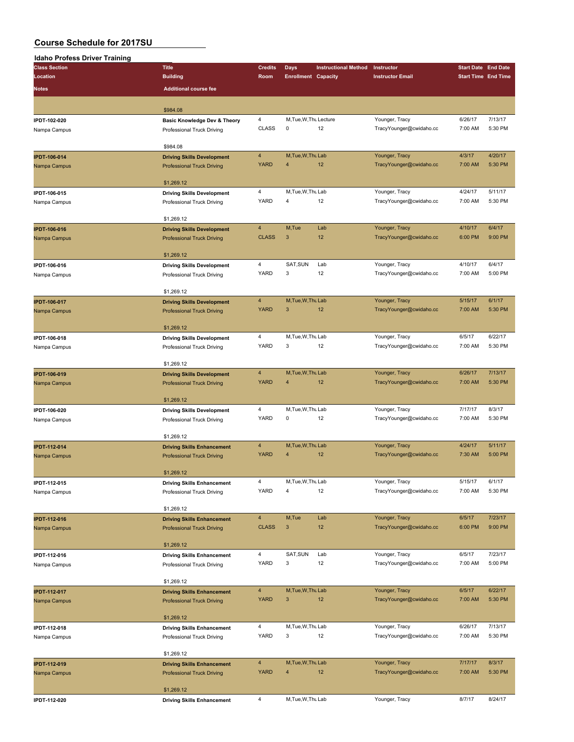# Course Schedule for 2017SU

## Idaho Profess Driver Training

| Class Section / Location | Title / Building | Credits / Room | Days / Enrollment | Instructional Method / Capacity | Instructor / Instructor Email | Start Date / Start Time | End Date / End Time | Notes / Additional course fee |
|---|---|---|---|---|---|---|---|---|
| | | | | | | | | $984.08 |
| IPDT-102-020 | Basic Knowledge Dev & Theory | 4 | M,Tue,W,Thu | Lecture | Younger, Tracy | 6/26/17 | 7/13/17 | |
| Nampa Campus | Professional Truck Driving | CLASS | 0 | 12 | TracyYounger@cwidaho.cc | 7:00 AM | 5:30 PM | $984.08 |
| IPDT-106-014 | Driving Skills Development | 4 | M,Tue,W,Thu | Lab | Younger, Tracy | 4/3/17 | 4/20/17 | |
| Nampa Campus | Professional Truck Driving | YARD | 4 | 12 | TracyYounger@cwidaho.cc | 7:00 AM | 5:30 PM | $1,269.12 |
| IPDT-106-015 | Driving Skills Development | 4 | M,Tue,W,Thu | Lab | Younger, Tracy | 4/24/17 | 5/11/17 | |
| Nampa Campus | Professional Truck Driving | YARD | 4 | 12 | TracyYounger@cwidaho.cc | 7:00 AM | 5:30 PM | $1,269.12 |
| IPDT-106-016 | Driving Skills Development | 4 | M,Tue | Lab | Younger, Tracy | 4/10/17 | 6/4/17 | |
| Nampa Campus | Professional Truck Driving | CLASS | 3 | 12 | TracyYounger@cwidaho.cc | 6:00 PM | 9:00 PM | $1,269.12 |
| IPDT-106-016 | Driving Skills Development | 4 | SAT,SUN | Lab | Younger, Tracy | 4/10/17 | 6/4/17 | |
| Nampa Campus | Professional Truck Driving | YARD | 3 | 12 | TracyYounger@cwidaho.cc | 7:00 AM | 5:00 PM | $1,269.12 |
| IPDT-106-017 | Driving Skills Development | 4 | M,Tue,W,Thu | Lab | Younger, Tracy | 5/15/17 | 6/1/17 | |
| Nampa Campus | Professional Truck Driving | YARD | 3 | 12 | TracyYounger@cwidaho.cc | 7:00 AM | 5:30 PM | $1,269.12 |
| IPDT-106-018 | Driving Skills Development | 4 | M,Tue,W,Thu | Lab | Younger, Tracy | 6/5/17 | 6/22/17 | |
| Nampa Campus | Professional Truck Driving | YARD | 3 | 12 | TracyYounger@cwidaho.cc | 7:00 AM | 5:30 PM | $1,269.12 |
| IPDT-106-019 | Driving Skills Development | 4 | M,Tue,W,Thu | Lab | Younger, Tracy | 6/26/17 | 7/13/17 | |
| Nampa Campus | Professional Truck Driving | YARD | 4 | 12 | TracyYounger@cwidaho.cc | 7:00 AM | 5:30 PM | $1,269.12 |
| IPDT-106-020 | Driving Skills Development | 4 | M,Tue,W,Thu | Lab | Younger, Tracy | 7/17/17 | 8/3/17 | |
| Nampa Campus | Professional Truck Driving | YARD | 0 | 12 | TracyYounger@cwidaho.cc | 7:00 AM | 5:30 PM | $1,269.12 |
| IPDT-112-014 | Driving Skills Enhancement | 4 | M,Tue,W,Thu | Lab | Younger, Tracy | 4/24/17 | 5/11/17 | |
| Nampa Campus | Professional Truck Driving | YARD | 4 | 12 | TracyYounger@cwidaho.cc | 7:30 AM | 5:00 PM | $1,269.12 |
| IPDT-112-015 | Driving Skills Enhancement | 4 | M,Tue,W,Thu | Lab | Younger, Tracy | 5/15/17 | 6/1/17 | |
| Nampa Campus | Professional Truck Driving | YARD | 4 | 12 | TracyYounger@cwidaho.cc | 7:00 AM | 5:30 PM | $1,269.12 |
| IPDT-112-016 | Driving Skills Enhancement | 4 | M,Tue | Lab | Younger, Tracy | 6/5/17 | 7/23/17 | |
| Nampa Campus | Professional Truck Driving | CLASS | 3 | 12 | TracyYounger@cwidaho.cc | 6:00 PM | 9:00 PM | $1,269.12 |
| IPDT-112-016 | Driving Skills Enhancement | 4 | SAT,SUN | Lab | Younger, Tracy | 6/5/17 | 7/23/17 | |
| Nampa Campus | Professional Truck Driving | YARD | 3 | 12 | TracyYounger@cwidaho.cc | 7:00 AM | 5:00 PM | $1,269.12 |
| IPDT-112-017 | Driving Skills Enhancement | 4 | M,Tue,W,Thu | Lab | Younger, Tracy | 6/5/17 | 6/22/17 | |
| Nampa Campus | Professional Truck Driving | YARD | 3 | 12 | TracyYounger@cwidaho.cc | 7:00 AM | 5:30 PM | $1,269.12 |
| IPDT-112-018 | Driving Skills Enhancement | 4 | M,Tue,W,Thu | Lab | Younger, Tracy | 6/26/17 | 7/13/17 | |
| Nampa Campus | Professional Truck Driving | YARD | 3 | 12 | TracyYounger@cwidaho.cc | 7:00 AM | 5:30 PM | $1,269.12 |
| IPDT-112-019 | Driving Skills Enhancement | 4 | M,Tue,W,Thu | Lab | Younger, Tracy | 7/17/17 | 8/3/17 | |
| Nampa Campus | Professional Truck Driving | YARD | 4 | 12 | TracyYounger@cwidaho.cc | 7:00 AM | 5:30 PM | $1,269.12 |
| IPDT-112-020 | Driving Skills Enhancement | 4 | M,Tue,W,Thu | Lab | Younger, Tracy | 8/7/17 | 8/24/17 | |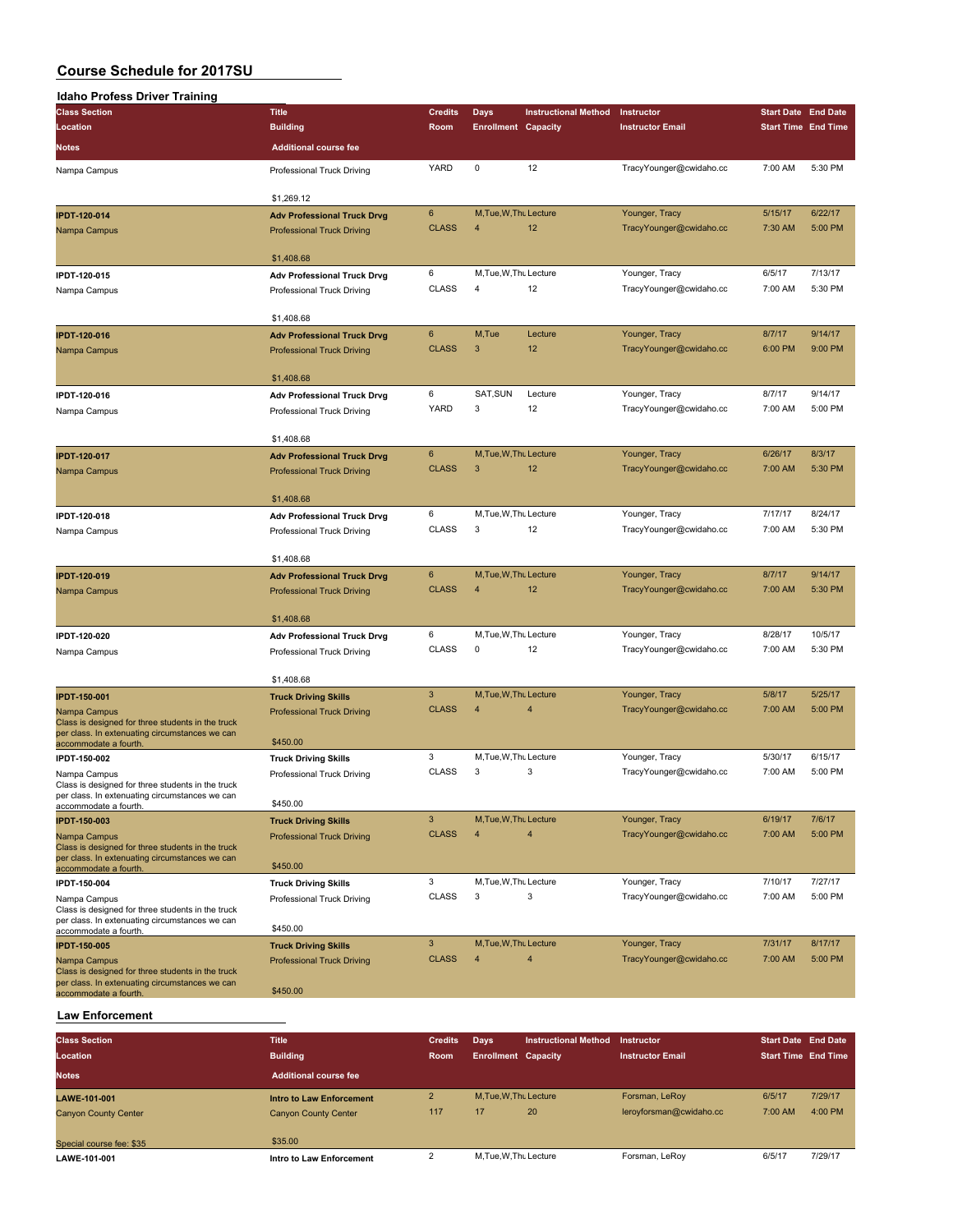# Course Schedule for 2017SU

## Idaho Profess Driver Training

| Class Section | Title | Credits | Days | Instructional Method | Instructor | Start Date | End Date |
|---|---|---|---|---|---|---|---|
| **Location** | **Building** | **Room** | **Enrollment** | **Capacity** | **Instructor Email** | **Start Time** | **End Time** |
| **Notes** | **Additional course fee** | | | | | | |
| Nampa Campus | Professional Truck Driving | YARD | 0 | 12 | TracyYounger@cwidaho.cc | 7:00 AM | 5:30 PM |
| | $1,269.12 | | | | | | |
| **IPDT-120-014** | **Adv Professional Truck Drvg** | 6 | M,Tue,W,Thu | Lecture | Younger, Tracy | 5/15/17 | 6/22/17 |
| Nampa Campus | Professional Truck Driving | CLASS | 4 | 12 | TracyYounger@cwidaho.cc | 7:30 AM | 5:00 PM |
| | $1,408.68 | | | | | | |
| **IPDT-120-015** | **Adv Professional Truck Drvg** | 6 | M,Tue,W,Thu | Lecture | Younger, Tracy | 6/5/17 | 7/13/17 |
| Nampa Campus | Professional Truck Driving | CLASS | 4 | 12 | TracyYounger@cwidaho.cc | 7:00 AM | 5:30 PM |
| | $1,408.68 | | | | | | |
| **IPDT-120-016** | **Adv Professional Truck Drvg** | 6 | M,Tue | Lecture | Younger, Tracy | 8/7/17 | 9/14/17 |
| Nampa Campus | Professional Truck Driving | CLASS | 3 | 12 | TracyYounger@cwidaho.cc | 6:00 PM | 9:00 PM |
| | $1,408.68 | | | | | | |
| **IPDT-120-016** | **Adv Professional Truck Drvg** | 6 | SAT,SUN | Lecture | Younger, Tracy | 8/7/17 | 9/14/17 |
| Nampa Campus | Professional Truck Driving | YARD | 3 | 12 | TracyYounger@cwidaho.cc | 7:00 AM | 5:00 PM |
| | $1,408.68 | | | | | | |
| **IPDT-120-017** | **Adv Professional Truck Drvg** | 6 | M,Tue,W,Thu | Lecture | Younger, Tracy | 6/26/17 | 8/3/17 |
| Nampa Campus | Professional Truck Driving | CLASS | 3 | 12 | TracyYounger@cwidaho.cc | 7:00 AM | 5:30 PM |
| | $1,408.68 | | | | | | |
| **IPDT-120-018** | **Adv Professional Truck Drvg** | 6 | M,Tue,W,Thu | Lecture | Younger, Tracy | 7/17/17 | 8/24/17 |
| Nampa Campus | Professional Truck Driving | CLASS | 3 | 12 | TracyYounger@cwidaho.cc | 7:00 AM | 5:30 PM |
| | $1,408.68 | | | | | | |
| **IPDT-120-019** | **Adv Professional Truck Drvg** | 6 | M,Tue,W,Thu | Lecture | Younger, Tracy | 8/7/17 | 9/14/17 |
| Nampa Campus | Professional Truck Driving | CLASS | 4 | 12 | TracyYounger@cwidaho.cc | 7:00 AM | 5:30 PM |
| | $1,408.68 | | | | | | |
| **IPDT-120-020** | **Adv Professional Truck Drvg** | 6 | M,Tue,W,Thu | Lecture | Younger, Tracy | 8/28/17 | 10/5/17 |
| Nampa Campus | Professional Truck Driving | CLASS | 0 | 12 | TracyYounger@cwidaho.cc | 7:00 AM | 5:30 PM |
| | $1,408.68 | | | | | | |
| **IPDT-150-001** | **Truck Driving Skills** | 3 | M,Tue,W,Thu | Lecture | Younger, Tracy | 5/8/17 | 5/25/17 |
| Nampa Campus | Professional Truck Driving | CLASS | 4 | 4 | TracyYounger@cwidaho.cc | 7:00 AM | 5:00 PM |
| Class is designed for three students in the truck per class. In extenuating circumstances we can accommodate a fourth. | $450.00 | | | | | | |
| **IPDT-150-002** | **Truck Driving Skills** | 3 | M,Tue,W,Thu | Lecture | Younger, Tracy | 5/30/17 | 6/15/17 |
| Nampa Campus | Professional Truck Driving | CLASS | 3 | 3 | TracyYounger@cwidaho.cc | 7:00 AM | 5:00 PM |
| Class is designed for three students in the truck per class. In extenuating circumstances we can accommodate a fourth. | $450.00 | | | | | | |
| **IPDT-150-003** | **Truck Driving Skills** | 3 | M,Tue,W,Thu | Lecture | Younger, Tracy | 6/19/17 | 7/6/17 |
| Nampa Campus | Professional Truck Driving | CLASS | 4 | 4 | TracyYounger@cwidaho.cc | 7:00 AM | 5:00 PM |
| Class is designed for three students in the truck per class. In extenuating circumstances we can accommodate a fourth. | $450.00 | | | | | | |
| **IPDT-150-004** | **Truck Driving Skills** | 3 | M,Tue,W,Thu | Lecture | Younger, Tracy | 7/10/17 | 7/27/17 |
| Nampa Campus | Professional Truck Driving | CLASS | 3 | 3 | TracyYounger@cwidaho.cc | 7:00 AM | 5:00 PM |
| Class is designed for three students in the truck per class. In extenuating circumstances we can accommodate a fourth. | $450.00 | | | | | | |
| **IPDT-150-005** | **Truck Driving Skills** | 3 | M,Tue,W,Thu | Lecture | Younger, Tracy | 7/31/17 | 8/17/17 |
| Nampa Campus | Professional Truck Driving | CLASS | 4 | 4 | TracyYounger@cwidaho.cc | 7:00 AM | 5:00 PM |
| Class is designed for three students in the truck per class. In extenuating circumstances we can accommodate a fourth. | $450.00 | | | | | | |

## Law Enforcement

| Class Section | Title | Credits | Days | Instructional Method | Instructor | Start Date | End Date |
|---|---|---|---|---|---|---|---|
| **Location** | **Building** | **Room** | **Enrollment** | **Capacity** | **Instructor Email** | **Start Time** | **End Time** |
| **Notes** | **Additional course fee** | | | | | | |
| **LAWE-101-001** | **Intro to Law Enforcement** | 2 | M,Tue,W,Thu | Lecture | Forsman, LeRoy | 6/5/17 | 7/29/17 |
| Canyon County Center | Canyon County Center | 117 | 17 | 20 | leroyforsman@cwidaho.cc | 7:00 AM | 4:00 PM |
| Special course fee: $35 | $35.00 | | | | | | |
| **LAWE-101-001** | **Intro to Law Enforcement** | 2 | M,Tue,W,Thu | Lecture | Forsman, LeRoy | 6/5/17 | 7/29/17 |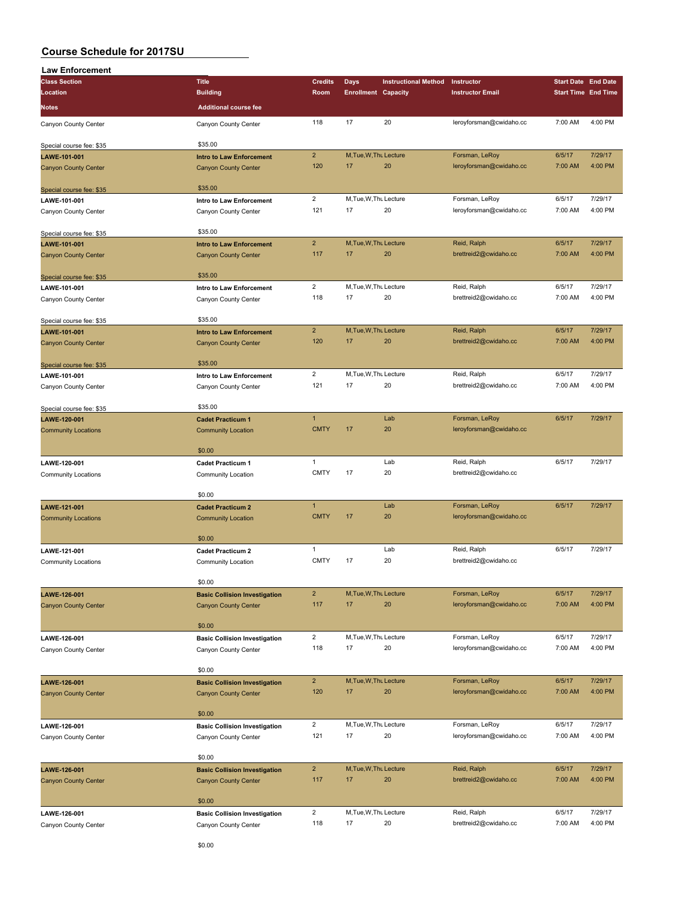# Course Schedule for 2017SU

## Law Enforcement

| Class Section | Title | Credits | Days | Instructional Method | Instructor | Start Date | End Date |
|---|---|---|---|---|---|---|---|
| **Location** | **Building** | **Room** | **Enrollment** | **Capacity** | **Instructor Email** | **Start Time** | **End Time** |
| **Notes** | **Additional course fee** | | | | | | |
| Canyon County Center | Canyon County Center | 118 | 17 | 20 | leroyforsman@cwidaho.cc | 7:00 AM | 4:00 PM |
| Special course fee: $35 | $35.00 | | | | | | |
| **LAWE-101-001** | **Intro to Law Enforcement** | 2 | M,Tue,W,Thu | Lecture | Forsman, LeRoy | 6/5/17 | 7/29/17 |
| Canyon County Center | Canyon County Center | 120 | 17 | 20 | leroyforsman@cwidaho.cc | 7:00 AM | 4:00 PM |
| Special course fee: $35 | $35.00 | | | | | | |
| **LAWE-101-001** | **Intro to Law Enforcement** | 2 | M,Tue,W,Thu | Lecture | Forsman, LeRoy | 6/5/17 | 7/29/17 |
| Canyon County Center | Canyon County Center | 121 | 17 | 20 | leroyforsman@cwidaho.cc | 7:00 AM | 4:00 PM |
| Special course fee: $35 | $35.00 | | | | | | |
| **LAWE-101-001** | **Intro to Law Enforcement** | 2 | M,Tue,W,Thu | Lecture | Reid, Ralph | 6/5/17 | 7/29/17 |
| Canyon County Center | Canyon County Center | 117 | 17 | 20 | brettreid2@cwidaho.cc | 7:00 AM | 4:00 PM |
| Special course fee: $35 | $35.00 | | | | | | |
| **LAWE-101-001** | **Intro to Law Enforcement** | 2 | M,Tue,W,Thu | Lecture | Reid, Ralph | 6/5/17 | 7/29/17 |
| Canyon County Center | Canyon County Center | 118 | 17 | 20 | brettreid2@cwidaho.cc | 7:00 AM | 4:00 PM |
| Special course fee: $35 | $35.00 | | | | | | |
| **LAWE-101-001** | **Intro to Law Enforcement** | 2 | M,Tue,W,Thu | Lecture | Reid, Ralph | 6/5/17 | 7/29/17 |
| Canyon County Center | Canyon County Center | 120 | 17 | 20 | brettreid2@cwidaho.cc | 7:00 AM | 4:00 PM |
| Special course fee: $35 | $35.00 | | | | | | |
| **LAWE-101-001** | **Intro to Law Enforcement** | 2 | M,Tue,W,Thu | Lecture | Reid, Ralph | 6/5/17 | 7/29/17 |
| Canyon County Center | Canyon County Center | 121 | 17 | 20 | brettreid2@cwidaho.cc | 7:00 AM | 4:00 PM |
| Special course fee: $35 | $35.00 | | | | | | |
| **LAWE-120-001** | **Cadet Practicum 1** | 1 | | Lab | Forsman, LeRoy | 6/5/17 | 7/29/17 |
| Community Locations | Community Location | CMTY | 17 | 20 | leroyforsman@cwidaho.cc | | |
| | $0.00 | | | | | | |
| **LAWE-120-001** | **Cadet Practicum 1** | 1 | | Lab | Reid, Ralph | 6/5/17 | 7/29/17 |
| Community Locations | Community Location | CMTY | 17 | 20 | brettreid2@cwidaho.cc | | |
| | $0.00 | | | | | | |
| **LAWE-121-001** | **Cadet Practicum 2** | 1 | | Lab | Forsman, LeRoy | 6/5/17 | 7/29/17 |
| Community Locations | Community Location | CMTY | 17 | 20 | leroyforsman@cwidaho.cc | | |
| | $0.00 | | | | | | |
| **LAWE-121-001** | **Cadet Practicum 2** | 1 | | Lab | Reid, Ralph | 6/5/17 | 7/29/17 |
| Community Locations | Community Location | CMTY | 17 | 20 | brettreid2@cwidaho.cc | | |
| | $0.00 | | | | | | |
| **LAWE-126-001** | **Basic Collision Investigation** | 2 | M,Tue,W,Thu | Lecture | Forsman, LeRoy | 6/5/17 | 7/29/17 |
| Canyon County Center | Canyon County Center | 117 | 17 | 20 | leroyforsman@cwidaho.cc | 7:00 AM | 4:00 PM |
| | $0.00 | | | | | | |
| **LAWE-126-001** | **Basic Collision Investigation** | 2 | M,Tue,W,Thu | Lecture | Forsman, LeRoy | 6/5/17 | 7/29/17 |
| Canyon County Center | Canyon County Center | 118 | 17 | 20 | leroyforsman@cwidaho.cc | 7:00 AM | 4:00 PM |
| | $0.00 | | | | | | |
| **LAWE-126-001** | **Basic Collision Investigation** | 2 | M,Tue,W,Thu | Lecture | Forsman, LeRoy | 6/5/17 | 7/29/17 |
| Canyon County Center | Canyon County Center | 120 | 17 | 20 | leroyforsman@cwidaho.cc | 7:00 AM | 4:00 PM |
| | $0.00 | | | | | | |
| **LAWE-126-001** | **Basic Collision Investigation** | 2 | M,Tue,W,Thu | Lecture | Forsman, LeRoy | 6/5/17 | 7/29/17 |
| Canyon County Center | Canyon County Center | 121 | 17 | 20 | leroyforsman@cwidaho.cc | 7:00 AM | 4:00 PM |
| | $0.00 | | | | | | |
| **LAWE-126-001** | **Basic Collision Investigation** | 2 | M,Tue,W,Thu | Lecture | Reid, Ralph | 6/5/17 | 7/29/17 |
| Canyon County Center | Canyon County Center | 117 | 17 | 20 | brettreid2@cwidaho.cc | 7:00 AM | 4:00 PM |
| | $0.00 | | | | | | |
| **LAWE-126-001** | **Basic Collision Investigation** | 2 | M,Tue,W,Thu | Lecture | Reid, Ralph | 6/5/17 | 7/29/17 |
| Canyon County Center | Canyon County Center | 118 | 17 | 20 | brettreid2@cwidaho.cc | 7:00 AM | 4:00 PM |
| | $0.00 | | | | | | |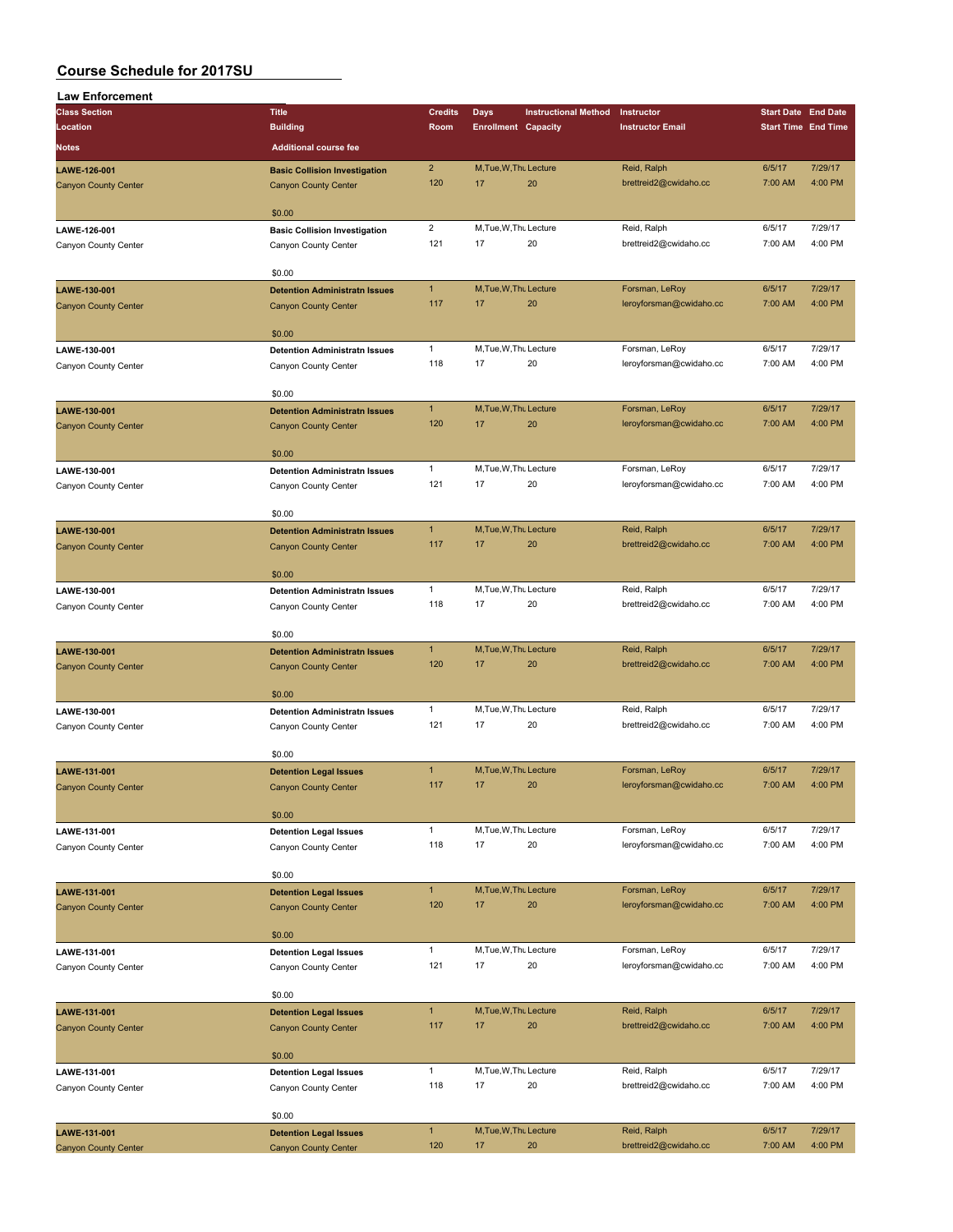# Course Schedule for 2017SU

## Law Enforcement

| Class Section / Location / Notes | Title / Building / Additional course fee | Credits / Room | Days / Enrollment | Instructional Method / Capacity | Instructor / Instructor Email | Start Date / Start Time | End Date / End Time |
|---|---|---|---|---|---|---|---|
| LAWE-126-001 | Basic Collision Investigation | 2 | M,Tue,W,Thu | Lecture | Reid, Ralph | 6/5/17 | 7/29/17 |
| Canyon County Center | Canyon County Center | 120 | 17 | 20 | brettreid2@cwidaho.cc | 7:00 AM | 4:00 PM |
| | $0.00 | | | | | | |
| LAWE-126-001 | Basic Collision Investigation | 2 | M,Tue,W,Thu | Lecture | Reid, Ralph | 6/5/17 | 7/29/17 |
| Canyon County Center | Canyon County Center | 121 | 17 | 20 | brettreid2@cwidaho.cc | 7:00 AM | 4:00 PM |
| | $0.00 | | | | | | |
| LAWE-130-001 | Detention Administratn Issues | 1 | M,Tue,W,Thu | Lecture | Forsman, LeRoy | 6/5/17 | 7/29/17 |
| Canyon County Center | Canyon County Center | 117 | 17 | 20 | leroyforsman@cwidaho.cc | 7:00 AM | 4:00 PM |
| | $0.00 | | | | | | |
| LAWE-130-001 | Detention Administratn Issues | 1 | M,Tue,W,Thu | Lecture | Forsman, LeRoy | 6/5/17 | 7/29/17 |
| Canyon County Center | Canyon County Center | 118 | 17 | 20 | leroyforsman@cwidaho.cc | 7:00 AM | 4:00 PM |
| | $0.00 | | | | | | |
| LAWE-130-001 | Detention Administratn Issues | 1 | M,Tue,W,Thu | Lecture | Forsman, LeRoy | 6/5/17 | 7/29/17 |
| Canyon County Center | Canyon County Center | 120 | 17 | 20 | leroyforsman@cwidaho.cc | 7:00 AM | 4:00 PM |
| | $0.00 | | | | | | |
| LAWE-130-001 | Detention Administratn Issues | 1 | M,Tue,W,Thu | Lecture | Forsman, LeRoy | 6/5/17 | 7/29/17 |
| Canyon County Center | Canyon County Center | 121 | 17 | 20 | leroyforsman@cwidaho.cc | 7:00 AM | 4:00 PM |
| | $0.00 | | | | | | |
| LAWE-130-001 | Detention Administratn Issues | 1 | M,Tue,W,Thu | Lecture | Reid, Ralph | 6/5/17 | 7/29/17 |
| Canyon County Center | Canyon County Center | 117 | 17 | 20 | brettreid2@cwidaho.cc | 7:00 AM | 4:00 PM |
| | $0.00 | | | | | | |
| LAWE-130-001 | Detention Administratn Issues | 1 | M,Tue,W,Thu | Lecture | Reid, Ralph | 6/5/17 | 7/29/17 |
| Canyon County Center | Canyon County Center | 118 | 17 | 20 | brettreid2@cwidaho.cc | 7:00 AM | 4:00 PM |
| | $0.00 | | | | | | |
| LAWE-130-001 | Detention Administratn Issues | 1 | M,Tue,W,Thu | Lecture | Reid, Ralph | 6/5/17 | 7/29/17 |
| Canyon County Center | Canyon County Center | 120 | 17 | 20 | brettreid2@cwidaho.cc | 7:00 AM | 4:00 PM |
| | $0.00 | | | | | | |
| LAWE-130-001 | Detention Administratn Issues | 1 | M,Tue,W,Thu | Lecture | Reid, Ralph | 6/5/17 | 7/29/17 |
| Canyon County Center | Canyon County Center | 121 | 17 | 20 | brettreid2@cwidaho.cc | 7:00 AM | 4:00 PM |
| | $0.00 | | | | | | |
| LAWE-131-001 | Detention Legal Issues | 1 | M,Tue,W,Thu | Lecture | Forsman, LeRoy | 6/5/17 | 7/29/17 |
| Canyon County Center | Canyon County Center | 117 | 17 | 20 | leroyforsman@cwidaho.cc | 7:00 AM | 4:00 PM |
| | $0.00 | | | | | | |
| LAWE-131-001 | Detention Legal Issues | 1 | M,Tue,W,Thu | Lecture | Forsman, LeRoy | 6/5/17 | 7/29/17 |
| Canyon County Center | Canyon County Center | 118 | 17 | 20 | leroyforsman@cwidaho.cc | 7:00 AM | 4:00 PM |
| | $0.00 | | | | | | |
| LAWE-131-001 | Detention Legal Issues | 1 | M,Tue,W,Thu | Lecture | Forsman, LeRoy | 6/5/17 | 7/29/17 |
| Canyon County Center | Canyon County Center | 120 | 17 | 20 | leroyforsman@cwidaho.cc | 7:00 AM | 4:00 PM |
| | $0.00 | | | | | | |
| LAWE-131-001 | Detention Legal Issues | 1 | M,Tue,W,Thu | Lecture | Forsman, LeRoy | 6/5/17 | 7/29/17 |
| Canyon County Center | Canyon County Center | 121 | 17 | 20 | leroyforsman@cwidaho.cc | 7:00 AM | 4:00 PM |
| | $0.00 | | | | | | |
| LAWE-131-001 | Detention Legal Issues | 1 | M,Tue,W,Thu | Lecture | Reid, Ralph | 6/5/17 | 7/29/17 |
| Canyon County Center | Canyon County Center | 117 | 17 | 20 | brettreid2@cwidaho.cc | 7:00 AM | 4:00 PM |
| | $0.00 | | | | | | |
| LAWE-131-001 | Detention Legal Issues | 1 | M,Tue,W,Thu | Lecture | Reid, Ralph | 6/5/17 | 7/29/17 |
| Canyon County Center | Canyon County Center | 118 | 17 | 20 | brettreid2@cwidaho.cc | 7:00 AM | 4:00 PM |
| | $0.00 | | | | | | |
| LAWE-131-001 | Detention Legal Issues | 1 | M,Tue,W,Thu | Lecture | Reid, Ralph | 6/5/17 | 7/29/17 |
| Canyon County Center | Canyon County Center | 120 | 17 | 20 | brettreid2@cwidaho.cc | 7:00 AM | 4:00 PM |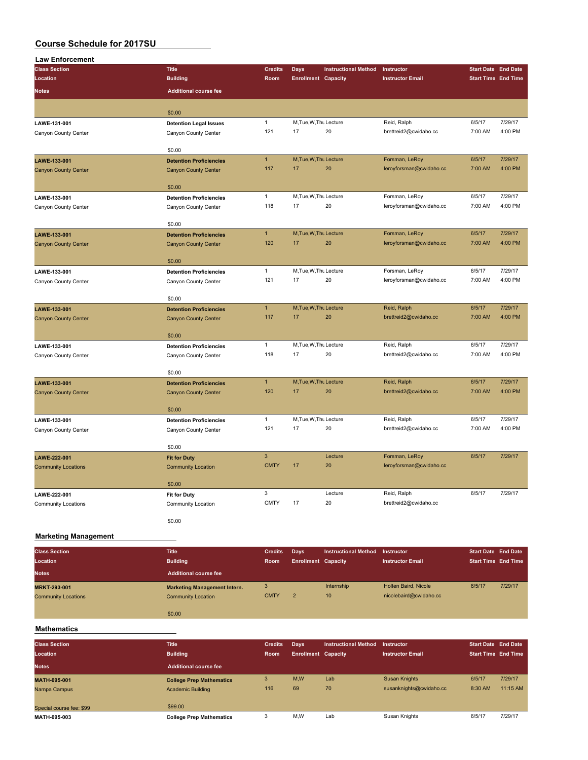# Course Schedule for 2017SU

## Law Enforcement

| Class Section / Location / Notes | Title / Building / Additional course fee | Credits / Room | Days / Enrollment | Instructional Method / Capacity | Instructor / Instructor Email | Start Date / Start Time | End Date / End Time |
|---|---|---|---|---|---|---|---|
| | $0.00 | | | | | | |
| **LAWE-131-001** | **Detention Legal Issues** | 1 | M,Tue,W,Thu | Lecture | Reid, Ralph | 6/5/17 | 7/29/17 |
| Canyon County Center | Canyon County Center | 121 | 17 | 20 | brettreid2@cwidaho.cc | 7:00 AM | 4:00 PM |
| | $0.00 | | | | | | |
| **LAWE-133-001** | **Detention Proficiencies** | 1 | M,Tue,W,Thu | Lecture | Forsman, LeRoy | 6/5/17 | 7/29/17 |
| Canyon County Center | Canyon County Center | 117 | 17 | 20 | leroyforsman@cwidaho.cc | 7:00 AM | 4:00 PM |
| | $0.00 | | | | | | |
| **LAWE-133-001** | **Detention Proficiencies** | 1 | M,Tue,W,Thu | Lecture | Forsman, LeRoy | 6/5/17 | 7/29/17 |
| Canyon County Center | Canyon County Center | 118 | 17 | 20 | leroyforsman@cwidaho.cc | 7:00 AM | 4:00 PM |
| | $0.00 | | | | | | |
| **LAWE-133-001** | **Detention Proficiencies** | 1 | M,Tue,W,Thu | Lecture | Forsman, LeRoy | 6/5/17 | 7/29/17 |
| Canyon County Center | Canyon County Center | 120 | 17 | 20 | leroyforsman@cwidaho.cc | 7:00 AM | 4:00 PM |
| | $0.00 | | | | | | |
| **LAWE-133-001** | **Detention Proficiencies** | 1 | M,Tue,W,Thu | Lecture | Forsman, LeRoy | 6/5/17 | 7/29/17 |
| Canyon County Center | Canyon County Center | 121 | 17 | 20 | leroyforsman@cwidaho.cc | 7:00 AM | 4:00 PM |
| | $0.00 | | | | | | |
| **LAWE-133-001** | **Detention Proficiencies** | 1 | M,Tue,W,Thu | Lecture | Reid, Ralph | 6/5/17 | 7/29/17 |
| Canyon County Center | Canyon County Center | 117 | 17 | 20 | brettreid2@cwidaho.cc | 7:00 AM | 4:00 PM |
| | $0.00 | | | | | | |
| **LAWE-133-001** | **Detention Proficiencies** | 1 | M,Tue,W,Thu | Lecture | Reid, Ralph | 6/5/17 | 7/29/17 |
| Canyon County Center | Canyon County Center | 118 | 17 | 20 | brettreid2@cwidaho.cc | 7:00 AM | 4:00 PM |
| | $0.00 | | | | | | |
| **LAWE-133-001** | **Detention Proficiencies** | 1 | M,Tue,W,Thu | Lecture | Reid, Ralph | 6/5/17 | 7/29/17 |
| Canyon County Center | Canyon County Center | 120 | 17 | 20 | brettreid2@cwidaho.cc | 7:00 AM | 4:00 PM |
| | $0.00 | | | | | | |
| **LAWE-133-001** | **Detention Proficiencies** | 1 | M,Tue,W,Thu | Lecture | Reid, Ralph | 6/5/17 | 7/29/17 |
| Canyon County Center | Canyon County Center | 121 | 17 | 20 | brettreid2@cwidaho.cc | 7:00 AM | 4:00 PM |
| | $0.00 | | | | | | |
| **LAWE-222-001** | **Fit for Duty** | 3 | | Lecture | Forsman, LeRoy | 6/5/17 | 7/29/17 |
| Community Locations | Community Location | CMTY | 17 | 20 | leroyforsman@cwidaho.cc | | |
| | $0.00 | | | | | | |
| **LAWE-222-001** | **Fit for Duty** | 3 | | Lecture | Reid, Ralph | 6/5/17 | 7/29/17 |
| Community Locations | Community Location | CMTY | 17 | 20 | brettreid2@cwidaho.cc | | |
| | $0.00 | | | | | | |

## Marketing Management

| Class Section / Location / Notes | Title / Building / Additional course fee | Credits / Room | Days / Enrollment | Instructional Method / Capacity | Instructor / Instructor Email | Start Date / Start Time | End Date / End Time |
|---|---|---|---|---|---|---|---|
| **MRKT-293-001** | **Marketing Management Intern.** | 3 | | Internship | Holten Baird, Nicole | 6/5/17 | 7/29/17 |
| Community Locations | Community Location | CMTY | 2 | 10 | nicolebaird@cwidaho.cc | | |
| | $0.00 | | | | | | |

## Mathematics

| Class Section / Location / Notes | Title / Building / Additional course fee | Credits / Room | Days / Enrollment | Instructional Method / Capacity | Instructor / Instructor Email | Start Date / Start Time | End Date / End Time |
|---|---|---|---|---|---|---|---|
| **MATH-095-001** | **College Prep Mathematics** | 3 | M,W | Lab | Susan Knights | 6/5/17 | 7/29/17 |
| Nampa Campus | Academic Building | 116 | 69 | 70 | susanknights@cwidaho.cc | 8:30 AM | 11:15 AM |
| Special course fee: $99 | $99.00 | | | | | | |
| **MATH-095-003** | **College Prep Mathematics** | 3 | M,W | Lab | Susan Knights | 6/5/17 | 7/29/17 |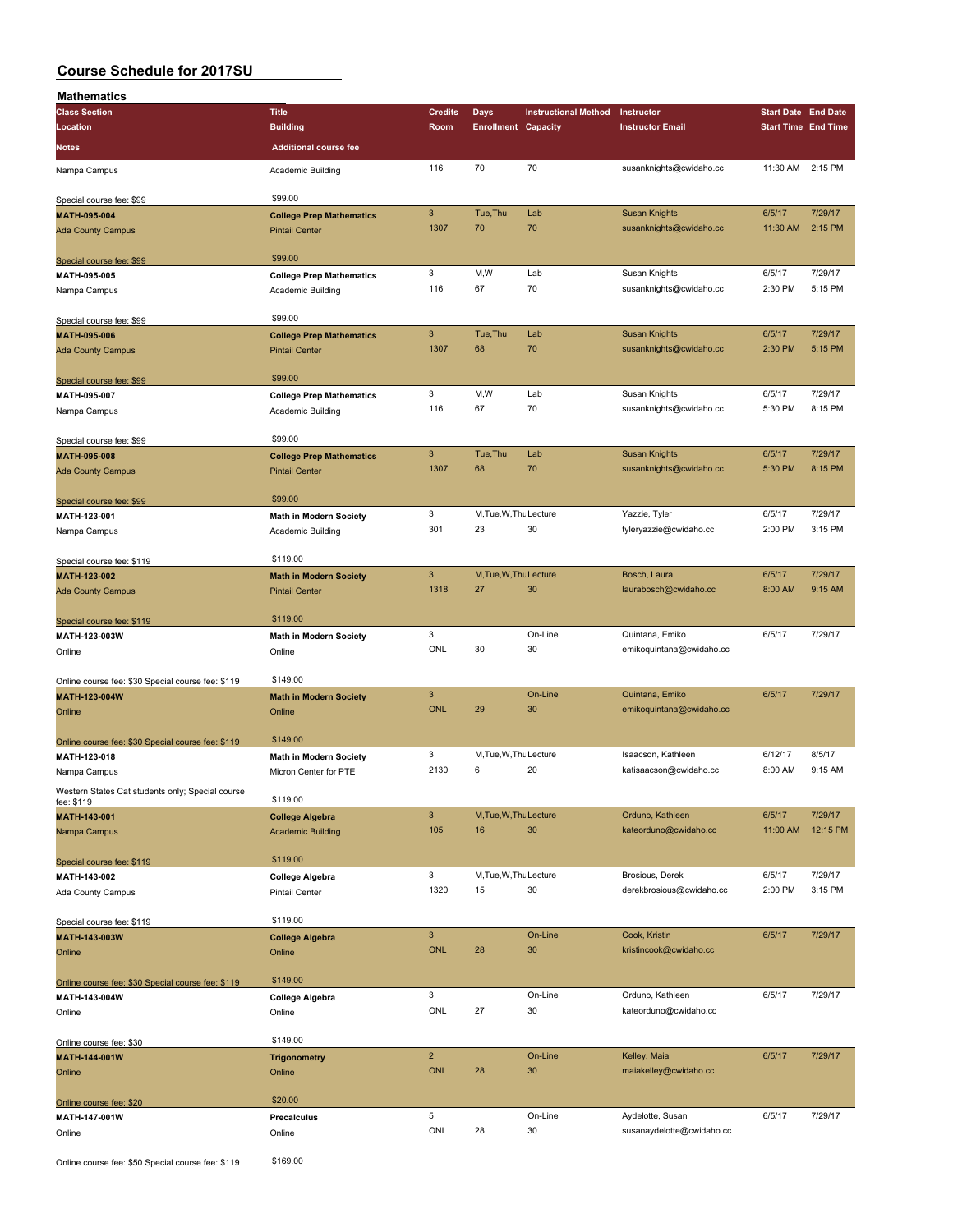# Course Schedule for 2017SU

## Mathematics

| Class Section | Title | Credits | Days | Instructional Method | Instructor | Start Date | End Date |
|---|---|---|---|---|---|---|---|
| Location | Building | Room | Enrollment | Capacity | Instructor Email | Start Time | End Time |
| Notes | Additional course fee | | | | | | |
| Nampa Campus | Academic Building | 116 | 70 | 70 | susanknights@cwidaho.cc | 11:30 AM | 2:15 PM |
| Special course fee: $99 | $99.00 | | | | | | |
| **MATH-095-004** | **College Prep Mathematics** | 3 | Tue,Thu | Lab | Susan Knights | 6/5/17 | 7/29/17 |
| Ada County Campus | Pintail Center | 1307 | 70 | 70 | susanknights@cwidaho.cc | 11:30 AM | 2:15 PM |
| Special course fee: $99 | $99.00 | | | | | | |
| **MATH-095-005** | **College Prep Mathematics** | 3 | M,W | Lab | Susan Knights | 6/5/17 | 7/29/17 |
| Nampa Campus | Academic Building | 116 | 67 | 70 | susanknights@cwidaho.cc | 2:30 PM | 5:15 PM |
| Special course fee: $99 | $99.00 | | | | | | |
| **MATH-095-006** | **College Prep Mathematics** | 3 | Tue,Thu | Lab | Susan Knights | 6/5/17 | 7/29/17 |
| Ada County Campus | Pintail Center | 1307 | 68 | 70 | susanknights@cwidaho.cc | 2:30 PM | 5:15 PM |
| Special course fee: $99 | $99.00 | | | | | | |
| **MATH-095-007** | **College Prep Mathematics** | 3 | M,W | Lab | Susan Knights | 6/5/17 | 7/29/17 |
| Nampa Campus | Academic Building | 116 | 67 | 70 | susanknights@cwidaho.cc | 5:30 PM | 8:15 PM |
| Special course fee: $99 | $99.00 | | | | | | |
| **MATH-095-008** | **College Prep Mathematics** | 3 | Tue,Thu | Lab | Susan Knights | 6/5/17 | 7/29/17 |
| Ada County Campus | Pintail Center | 1307 | 68 | 70 | susanknights@cwidaho.cc | 5:30 PM | 8:15 PM |
| Special course fee: $99 | $99.00 | | | | | | |
| **MATH-123-001** | **Math in Modern Society** | 3 | M,Tue,W,Thu | Lecture | Yazzie, Tyler | 6/5/17 | 7/29/17 |
| Nampa Campus | Academic Building | 301 | 23 | 30 | tyleryazzie@cwidaho.cc | 2:00 PM | 3:15 PM |
| Special course fee: $119 | $119.00 | | | | | | |
| **MATH-123-002** | **Math in Modern Society** | 3 | M,Tue,W,Thu | Lecture | Bosch, Laura | 6/5/17 | 7/29/17 |
| Ada County Campus | Pintail Center | 1318 | 27 | 30 | laurabosch@cwidaho.cc | 8:00 AM | 9:15 AM |
| Special course fee: $119 | $119.00 | | | | | | |
| **MATH-123-003W** | **Math in Modern Society** | 3 | | On-Line | Quintana, Emiko | 6/5/17 | 7/29/17 |
| Online | Online | ONL | 30 | 30 | emikoquintana@cwidaho.cc | | |
| Online course fee: $30 Special course fee: $119 | $149.00 | | | | | | |
| **MATH-123-004W** | **Math in Modern Society** | 3 | | On-Line | Quintana, Emiko | 6/5/17 | 7/29/17 |
| Online | Online | ONL | 29 | 30 | emikoquintana@cwidaho.cc | | |
| Online course fee: $30 Special course fee: $119 | $149.00 | | | | | | |
| **MATH-123-018** | **Math in Modern Society** | 3 | M,Tue,W,Thu | Lecture | Isaacson, Kathleen | 6/12/17 | 8/5/17 |
| Nampa Campus | Micron Center for PTE | 2130 | 6 | 20 | katisaacson@cwidaho.cc | 8:00 AM | 9:15 AM |
| Western States Cat students only; Special course fee: $119 | $119.00 | | | | | | |
| **MATH-143-001** | **College Algebra** | 3 | M,Tue,W,Thu | Lecture | Orduno, Kathleen | 6/5/17 | 7/29/17 |
| Nampa Campus | Academic Building | 105 | 16 | 30 | kateorduno@cwidaho.cc | 11:00 AM | 12:15 PM |
| Special course fee: $119 | $119.00 | | | | | | |
| **MATH-143-002** | **College Algebra** | 3 | M,Tue,W,Thu | Lecture | Brosious, Derek | 6/5/17 | 7/29/17 |
| Ada County Campus | Pintail Center | 1320 | 15 | 30 | derekbrosious@cwidaho.cc | 2:00 PM | 3:15 PM |
| Special course fee: $119 | $119.00 | | | | | | |
| **MATH-143-003W** | **College Algebra** | 3 | | On-Line | Cook, Kristin | 6/5/17 | 7/29/17 |
| Online | Online | ONL | 28 | 30 | kristincook@cwidaho.cc | | |
| Online course fee: $30 Special course fee: $119 | $149.00 | | | | | | |
| **MATH-143-004W** | **College Algebra** | 3 | | On-Line | Orduno, Kathleen | 6/5/17 | 7/29/17 |
| Online | Online | ONL | 27 | 30 | kateorduno@cwidaho.cc | | |
| Online course fee: $30 | $149.00 | | | | | | |
| **MATH-144-001W** | **Trigonometry** | 2 | | On-Line | Kelley, Maia | 6/5/17 | 7/29/17 |
| Online | Online | ONL | 28 | 30 | maiakelley@cwidaho.cc | | |
| Online course fee: $20 | $20.00 | | | | | | |
| **MATH-147-001W** | **Precalculus** | 5 | | On-Line | Aydelotte, Susan | 6/5/17 | 7/29/17 |
| Online | Online | ONL | 28 | 30 | susanaydelotte@cwidaho.cc | | |
| Online course fee: $50 Special course fee: $119 | $169.00 | | | | | | |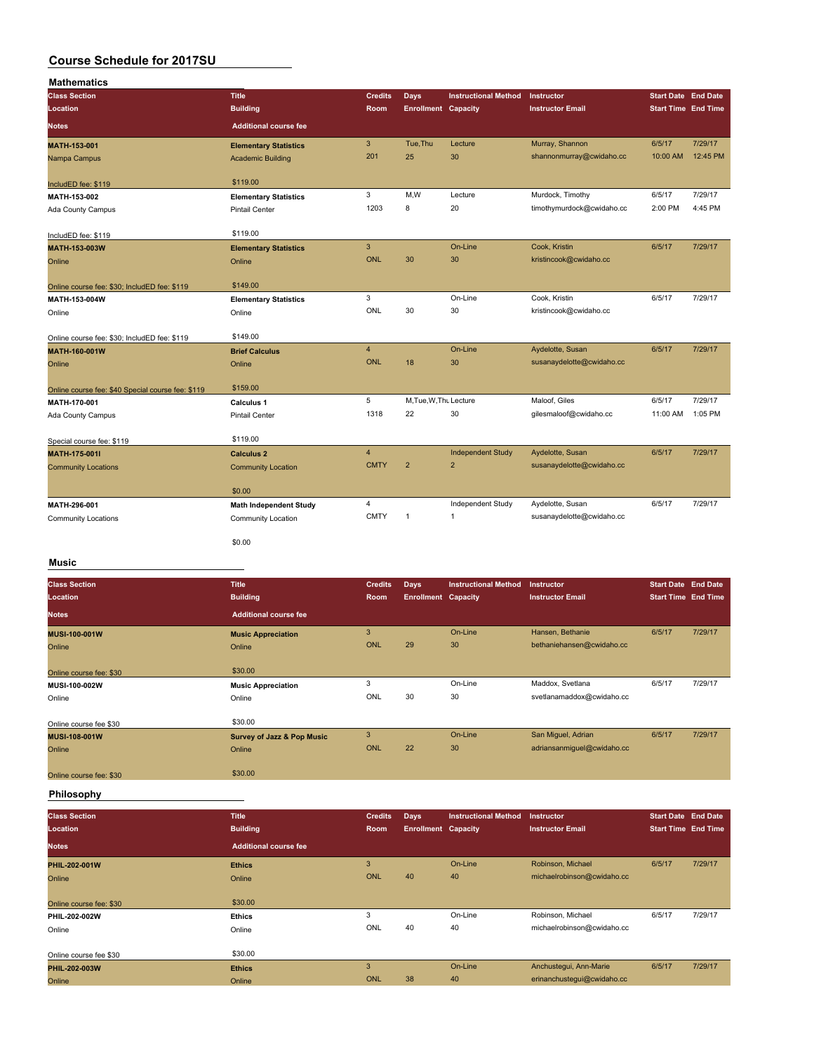# Course Schedule for 2017SU

## Mathematics

| Class Section<br>Location<br>Notes | Title<br>Building<br>Additional course fee | Credits<br>Room | Days<br>Enrollment | Instructional Method<br>Capacity | Instructor<br>Instructor Email | Start Date<br>Start Time | End Date<br>End Time |
|---|---|---|---|---|---|---|---|
| **MATH-153-001**<br>Nampa Campus<br>IncludED fee: $119 | **Elementary Statistics**<br>Academic Building<br>$119.00 | 3<br>201 | Tue,Thu<br>25 | Lecture<br>30 | Murray, Shannon<br>shannonmurray@cwidaho.cc | 6/5/17<br>10:00 AM | 7/29/17<br>12:45 PM |
| **MATH-153-002**<br>Ada County Campus<br>IncludED fee: $119 | **Elementary Statistics**<br>Pintail Center<br>$119.00 | 3<br>1203 | M,W<br>8 | Lecture<br>20 | Murdock, Timothy<br>timothymurdock@cwidaho.cc | 6/5/17<br>2:00 PM | 7/29/17<br>4:45 PM |
| **MATH-153-003W**<br>Online<br>Online course fee: $30; IncludED fee: $119 | **Elementary Statistics**<br>Online<br>$149.00 | 3<br>ONL | <br>30 | On-Line<br>30 | Cook, Kristin<br>kristincook@cwidaho.cc | 6/5/17 | 7/29/17 |
| **MATH-153-004W**<br>Online<br>Online course fee: $30; IncludED fee: $119 | **Elementary Statistics**<br>Online<br>$149.00 | 3<br>ONL | <br>30 | On-Line<br>30 | Cook, Kristin<br>kristincook@cwidaho.cc | 6/5/17 | 7/29/17 |
| **MATH-160-001W**<br>Online<br>Online course fee: $40 Special course fee: $119 | **Brief Calculus**<br>Online<br>$159.00 | 4<br>ONL | <br>18 | On-Line<br>30 | Aydelotte, Susan<br>susanaydelotte@cwidaho.cc | 6/5/17 | 7/29/17 |
| **MATH-170-001**<br>Ada County Campus<br>Special course fee: $119 | **Calculus 1**<br>Pintail Center<br>$119.00 | 5<br>1318 | M,Tue,W,Thu<br>22 | Lecture<br>30 | Maloof, Giles<br>gilesmaloof@cwidaho.cc | 6/5/17<br>11:00 AM | 7/29/17<br>1:05 PM |
| **MATH-175-001I**<br>Community Locations | **Calculus 2**<br>Community Location<br>$0.00 | 4<br>CMTY | <br>2 | Independent Study<br>2 | Aydelotte, Susan<br>susanaydelotte@cwidaho.cc | 6/5/17 | 7/29/17 |
| **MATH-296-001**<br>Community Locations | **Math Independent Study**<br>Community Location<br>$0.00 | 4<br>CMTY | <br>1 | Independent Study<br>1 | Aydelotte, Susan<br>susanaydelotte@cwidaho.cc | 6/5/17 | 7/29/17 |

## Music

| Class Section<br>Location<br>Notes | Title<br>Building<br>Additional course fee | Credits<br>Room | Days<br>Enrollment | Instructional Method<br>Capacity | Instructor<br>Instructor Email | Start Date<br>Start Time | End Date<br>End Time |
|---|---|---|---|---|---|---|---|
| **MUSI-100-001W**<br>Online<br>Online course fee: $30 | **Music Appreciation**<br>Online<br>$30.00 | 3<br>ONL | <br>29 | On-Line<br>30 | Hansen, Bethanie<br>bethaniehansen@cwidaho.cc | 6/5/17 | 7/29/17 |
| **MUSI-100-002W**<br>Online<br>Online course fee $30 | **Music Appreciation**<br>Online<br>$30.00 | 3<br>ONL | <br>30 | On-Line<br>30 | Maddox, Svetlana<br>svetlanamaddox@cwidaho.cc | 6/5/17 | 7/29/17 |
| **MUSI-108-001W**<br>Online<br>Online course fee: $30 | **Survey of Jazz & Pop Music**<br>Online<br>$30.00 | 3<br>ONL | <br>22 | On-Line<br>30 | San Miguel, Adrian<br>adriansanmiguel@cwidaho.cc | 6/5/17 | 7/29/17 |

## Philosophy

| Class Section<br>Location<br>Notes | Title<br>Building<br>Additional course fee | Credits<br>Room | Days<br>Enrollment | Instructional Method<br>Capacity | Instructor<br>Instructor Email | Start Date<br>Start Time | End Date<br>End Time |
|---|---|---|---|---|---|---|---|
| **PHIL-202-001W**<br>Online<br>Online course fee: $30 | **Ethics**<br>Online<br>$30.00 | 3<br>ONL | <br>40 | On-Line<br>40 | Robinson, Michael<br>michaelrobinson@cwidaho.cc | 6/5/17 | 7/29/17 |
| **PHIL-202-002W**<br>Online<br>Online course fee $30 | **Ethics**<br>Online<br>$30.00 | 3<br>ONL | <br>40 | On-Line<br>40 | Robinson, Michael<br>michaelrobinson@cwidaho.cc | 6/5/17 | 7/29/17 |
| **PHIL-202-003W**<br>Online | **Ethics**<br>Online | 3<br>ONL | <br>38 | On-Line<br>40 | Anchustegui, Ann-Marie<br>erinanchustegui@cwidaho.cc | 6/5/17 | 7/29/17 |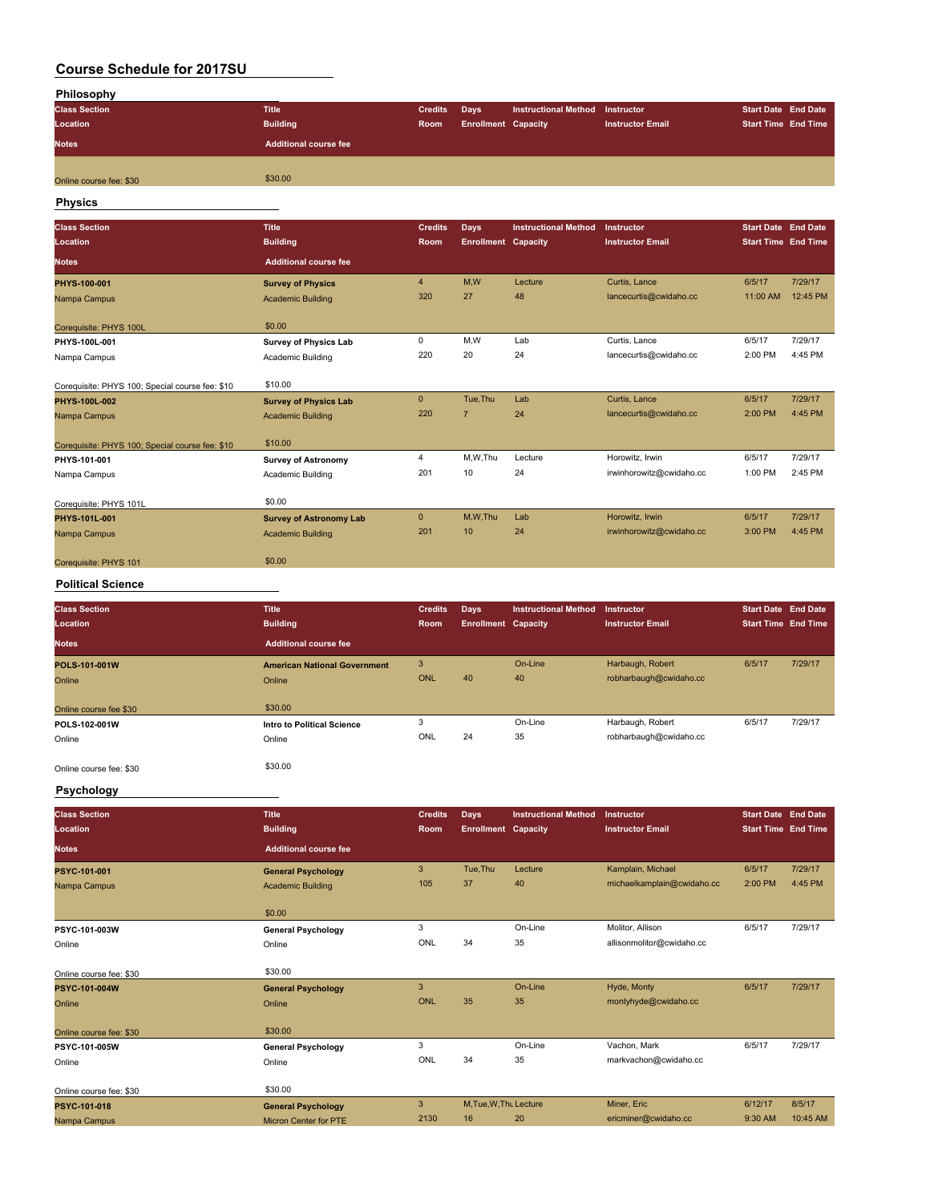# Course Schedule for 2017SU

## Philosophy

| Class Section / Location / Notes | Title / Building / Additional course fee | Credits / Room | Days / Enrollment | Instructional Method / Capacity | Instructor / Instructor Email | Start Date / Start Time | End Date / End Time |
|---|---|---|---|---|---|---|---|
| Online course fee: $30 | $30.00 | | | | | | |

## Physics

| Class Section / Location / Notes | Title / Building / Additional course fee | Credits / Room | Days / Enrollment | Instructional Method / Capacity | Instructor / Instructor Email | Start Date / Start Time | End Date / End Time |
|---|---|---|---|---|---|---|---|
| **PHYS-100-001** | **Survey of Physics** | 4 | M,W | Lecture | Curtis, Lance | 6/5/17 | 7/29/17 |
| Nampa Campus | Academic Building | 320 | 27 | 48 | lancecurtis@cwidaho.cc | 11:00 AM | 12:45 PM |
| Corequisite: PHYS 100L | $0.00 | | | | | | |
| **PHYS-100L-001** | **Survey of Physics Lab** | 0 | M,W | Lab | Curtis, Lance | 6/5/17 | 7/29/17 |
| Nampa Campus | Academic Building | 220 | 20 | 24 | lancecurtis@cwidaho.cc | 2:00 PM | 4:45 PM |
| Corequisite: PHYS 100; Special course fee: $10 | $10.00 | | | | | | |
| **PHYS-100L-002** | **Survey of Physics Lab** | 0 | Tue,Thu | Lab | Curtis, Lance | 6/5/17 | 7/29/17 |
| Nampa Campus | Academic Building | 220 | 7 | 24 | lancecurtis@cwidaho.cc | 2:00 PM | 4:45 PM |
| Corequisite: PHYS 100; Special course fee: $10 | $10.00 | | | | | | |
| **PHYS-101-001** | **Survey of Astronomy** | 4 | M,W,Thu | Lecture | Horowitz, Irwin | 6/5/17 | 7/29/17 |
| Nampa Campus | Academic Building | 201 | 10 | 24 | irwinhorowitz@cwidaho.cc | 1:00 PM | 2:45 PM |
| Corequisite: PHYS 101L | $0.00 | | | | | | |
| **PHYS-101L-001** | **Survey of Astronomy Lab** | 0 | M,W,Thu | Lab | Horowitz, Irwin | 6/5/17 | 7/29/17 |
| Nampa Campus | Academic Building | 201 | 10 | 24 | irwinhorowitz@cwidaho.cc | 3:00 PM | 4:45 PM |
| Corequisite: PHYS 101 | $0.00 | | | | | | |

## Political Science

| Class Section / Location / Notes | Title / Building / Additional course fee | Credits / Room | Days / Enrollment | Instructional Method / Capacity | Instructor / Instructor Email | Start Date / Start Time | End Date / End Time |
|---|---|---|---|---|---|---|---|
| **POLS-101-001W** | **American National Government** | 3 | | On-Line | Harbaugh, Robert | 6/5/17 | 7/29/17 |
| Online | Online | ONL | 40 | 40 | robharbaugh@cwidaho.cc | | |
| Online course fee $30 | $30.00 | | | | | | |
| **POLS-102-001W** | **Intro to Political Science** | 3 | | On-Line | Harbaugh, Robert | 6/5/17 | 7/29/17 |
| Online | Online | ONL | 24 | 35 | robharbaugh@cwidaho.cc | | |
| Online course fee: $30 | $30.00 | | | | | | |

## Psychology

| Class Section / Location / Notes | Title / Building / Additional course fee | Credits / Room | Days / Enrollment | Instructional Method / Capacity | Instructor / Instructor Email | Start Date / Start Time | End Date / End Time |
|---|---|---|---|---|---|---|---|
| **PSYC-101-001** | **General Psychology** | 3 | Tue,Thu | Lecture | Kamplain, Michael | 6/5/17 | 7/29/17 |
| Nampa Campus | Academic Building | 105 | 37 | 40 | michaelkamplain@cwidaho.cc | 2:00 PM | 4:45 PM |
| | $0.00 | | | | | | |
| **PSYC-101-003W** | **General Psychology** | 3 | | On-Line | Molitor, Allison | 6/5/17 | 7/29/17 |
| Online | Online | ONL | 34 | 35 | allisonmolitor@cwidaho.cc | | |
| Online course fee: $30 | $30.00 | | | | | | |
| **PSYC-101-004W** | **General Psychology** | 3 | | On-Line | Hyde, Monty | 6/5/17 | 7/29/17 |
| Online | Online | ONL | 35 | 35 | montyhyde@cwidaho.cc | | |
| Online course fee: $30 | $30.00 | | | | | | |
| **PSYC-101-005W** | **General Psychology** | 3 | | On-Line | Vachon, Mark | 6/5/17 | 7/29/17 |
| Online | Online | ONL | 34 | 35 | markvachon@cwidaho.cc | | |
| Online course fee: $30 | $30.00 | | | | | | |
| **PSYC-101-018** | **General Psychology** | 3 | M,Tue,W,Thu | Lecture | Miner, Eric | 6/12/17 | 8/5/17 |
| Nampa Campus | Micron Center for PTE | 2130 | 16 | 20 | ericminer@cwidaho.cc | 9:30 AM | 10:45 AM |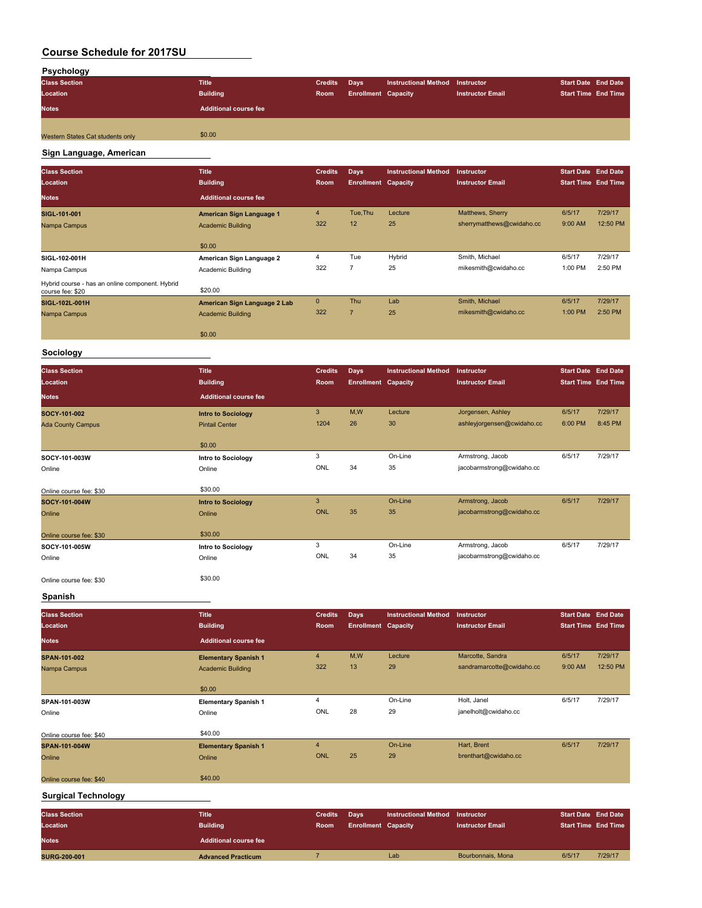# Course Schedule for 2017SU

## Psychology

| Class Section / Location / Notes | Title / Building / Additional course fee | Credits / Room | Days / Enrollment | Instructional Method / Capacity | Instructor / Instructor Email | Start Date / Start Time | End Date / End Time |
|---|---|---|---|---|---|---|---|
| Western States Cat students only | $0.00 | | | | | | |

## Sign Language, American

| Class Section / Location / Notes | Title / Building / Additional course fee | Credits / Room | Days / Enrollment | Instructional Method / Capacity | Instructor / Instructor Email | Start Date / Start Time | End Date / End Time |
|---|---|---|---|---|---|---|---|
| **SIGL-101-001** | **American Sign Language 1** | 4 | Tue,Thu | Lecture | Matthews, Sherry | 6/5/17 | 7/29/17 |
| Nampa Campus | Academic Building | 322 | 12 | 25 | sherrymatthews@cwidaho.cc | 9:00 AM | 12:50 PM |
| | $0.00 | | | | | | |
| **SIGL-102-001H** | **American Sign Language 2** | 4 | Tue | Hybrid | Smith, Michael | 6/5/17 | 7/29/17 |
| Nampa Campus | Academic Building | 322 | 7 | 25 | mikesmith@cwidaho.cc | 1:00 PM | 2:50 PM |
| Hybrid course - has an online component. Hybrid course fee: $20 | $20.00 | | | | | | |
| **SIGL-102L-001H** | **American Sign Language 2 Lab** | 0 | Thu | Lab | Smith, Michael | 6/5/17 | 7/29/17 |
| Nampa Campus | Academic Building | 322 | 7 | 25 | mikesmith@cwidaho.cc | 1:00 PM | 2:50 PM |
| | $0.00 | | | | | | |

## Sociology

| Class Section / Location / Notes | Title / Building / Additional course fee | Credits / Room | Days / Enrollment | Instructional Method / Capacity | Instructor / Instructor Email | Start Date / Start Time | End Date / End Time |
|---|---|---|---|---|---|---|---|
| **SOCY-101-002** | **Intro to Sociology** | 3 | M,W | Lecture | Jorgensen, Ashley | 6/5/17 | 7/29/17 |
| Ada County Campus | Pintail Center | 1204 | 26 | 30 | ashleyjorgensen@cwidaho.cc | 6:00 PM | 8:45 PM |
| | $0.00 | | | | | | |
| **SOCY-101-003W** | **Intro to Sociology** | 3 | | On-Line | Armstrong, Jacob | 6/5/17 | 7/29/17 |
| Online | Online | ONL | 34 | 35 | jacobarmstrong@cwidaho.cc | | |
| Online course fee: $30 | $30.00 | | | | | | |
| **SOCY-101-004W** | **Intro to Sociology** | 3 | | On-Line | Armstrong, Jacob | 6/5/17 | 7/29/17 |
| Online | Online | ONL | 35 | 35 | jacobarmstrong@cwidaho.cc | | |
| Online course fee: $30 | $30.00 | | | | | | |
| **SOCY-101-005W** | **Intro to Sociology** | 3 | | On-Line | Armstrong, Jacob | 6/5/17 | 7/29/17 |
| Online | Online | ONL | 34 | 35 | jacobarmstrong@cwidaho.cc | | |
| Online course fee: $30 | $30.00 | | | | | | |

## Spanish

| Class Section / Location / Notes | Title / Building / Additional course fee | Credits / Room | Days / Enrollment | Instructional Method / Capacity | Instructor / Instructor Email | Start Date / Start Time | End Date / End Time |
|---|---|---|---|---|---|---|---|
| **SPAN-101-002** | **Elementary Spanish 1** | 4 | M,W | Lecture | Marcotte, Sandra | 6/5/17 | 7/29/17 |
| Nampa Campus | Academic Building | 322 | 13 | 29 | sandramarcotte@cwidaho.cc | 9:00 AM | 12:50 PM |
| | $0.00 | | | | | | |
| **SPAN-101-003W** | **Elementary Spanish 1** | 4 | | On-Line | Holt, Janel | 6/5/17 | 7/29/17 |
| Online | Online | ONL | 28 | 29 | janelholt@cwidaho.cc | | |
| Online course fee: $40 | $40.00 | | | | | | |
| **SPAN-101-004W** | **Elementary Spanish 1** | 4 | | On-Line | Hart, Brent | 6/5/17 | 7/29/17 |
| Online | Online | ONL | 25 | 29 | brenthart@cwidaho.cc | | |
| Online course fee: $40 | $40.00 | | | | | | |

## Surgical Technology

| Class Section / Location / Notes | Title / Building / Additional course fee | Credits / Room | Days / Enrollment | Instructional Method / Capacity | Instructor / Instructor Email | Start Date / Start Time | End Date / End Time |
|---|---|---|---|---|---|---|---|
| **SURG-200-001** | **Advanced Practicum** | 7 | | Lab | Bourbonnais, Mona | 6/5/17 | 7/29/17 |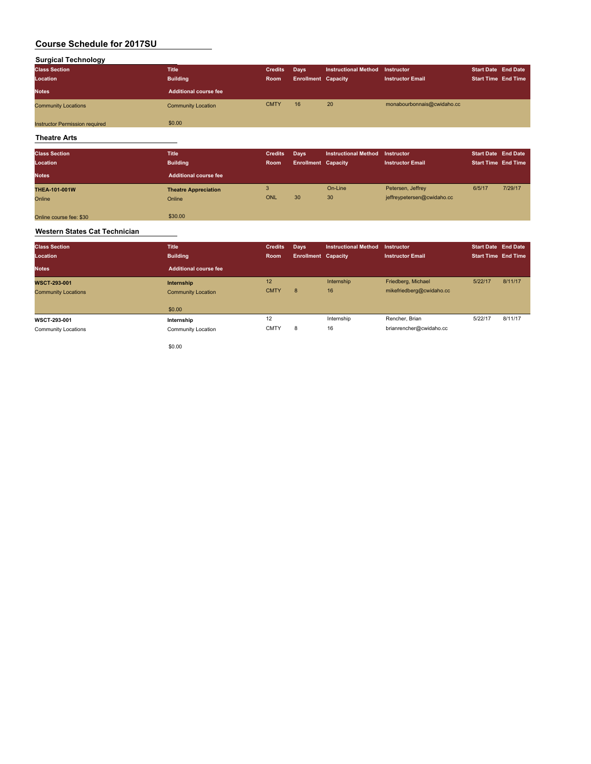# Course Schedule for 2017SU

## Surgical Technology

| Class Section | Title | Credits | Days | Instructional Method | Instructor | Start Date | End Date |
|---|---|---|---|---|---|---|---|
| Location | Building | Room | Enrollment | Capacity | Instructor Email | Start Time | End Time |
| Notes | Additional course fee | | | | | | |
| Community Locations | Community Location | CMTY | 16 | 20 | monabourbonnais@cwidaho.cc | | |
| Instructor Permission required | $0.00 | | | | | | |

## Theatre Arts

| Class Section | Title | Credits | Days | Instructional Method | Instructor | Start Date | End Date |
|---|---|---|---|---|---|---|---|
| Location | Building | Room | Enrollment | Capacity | Instructor Email | Start Time | End Time |
| Notes | Additional course fee | | | | | | |
| **THEA-101-001W** | **Theatre Appreciation** | 3 | | On-Line | Petersen, Jeffrey | 6/5/17 | 7/29/17 |
| Online | Online | ONL | 30 | 30 | jeffreypetersen@cwidaho.cc | | |
| Online course fee: $30 | $30.00 | | | | | | |

## Western States Cat Technician

| Class Section | Title | Credits | Days | Instructional Method | Instructor | Start Date | End Date |
|---|---|---|---|---|---|---|---|
| Location | Building | Room | Enrollment | Capacity | Instructor Email | Start Time | End Time |
| Notes | Additional course fee | | | | | | |
| **WSCT-293-001** | **Internship** | 12 | | Internship | Friedberg, Michael | 5/22/17 | 8/11/17 |
| Community Locations | Community Location | CMTY | 8 | 16 | mikefriedberg@cwidaho.cc | | |
| | $0.00 | | | | | | |
| **WSCT-293-001** | **Internship** | 12 | | Internship | Rencher, Brian | 5/22/17 | 8/11/17 |
| Community Locations | Community Location | CMTY | 8 | 16 | brianrencher@cwidaho.cc | | |
| | $0.00 | | | | | | |